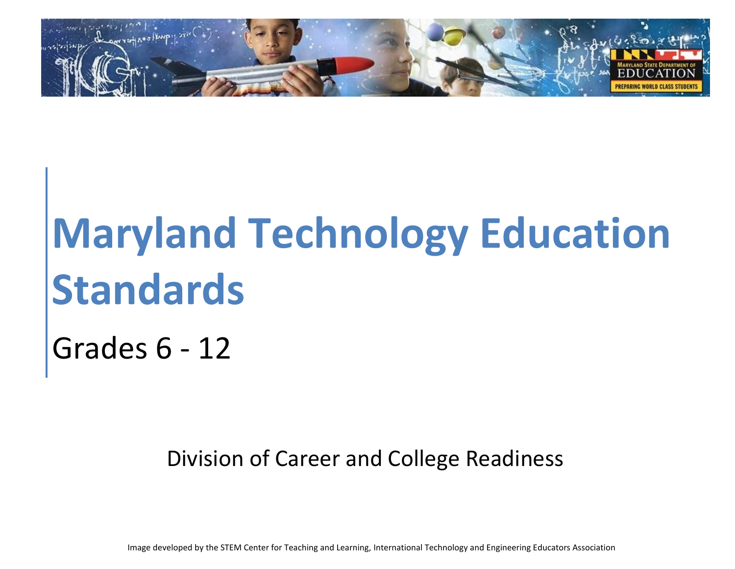# Maryland Technology Education Standards

Grades 6 - 12

Division of Career and College Readiness

Image developed by the STEM Center for Teaching and Learning, International Technology and Engineering Educators Association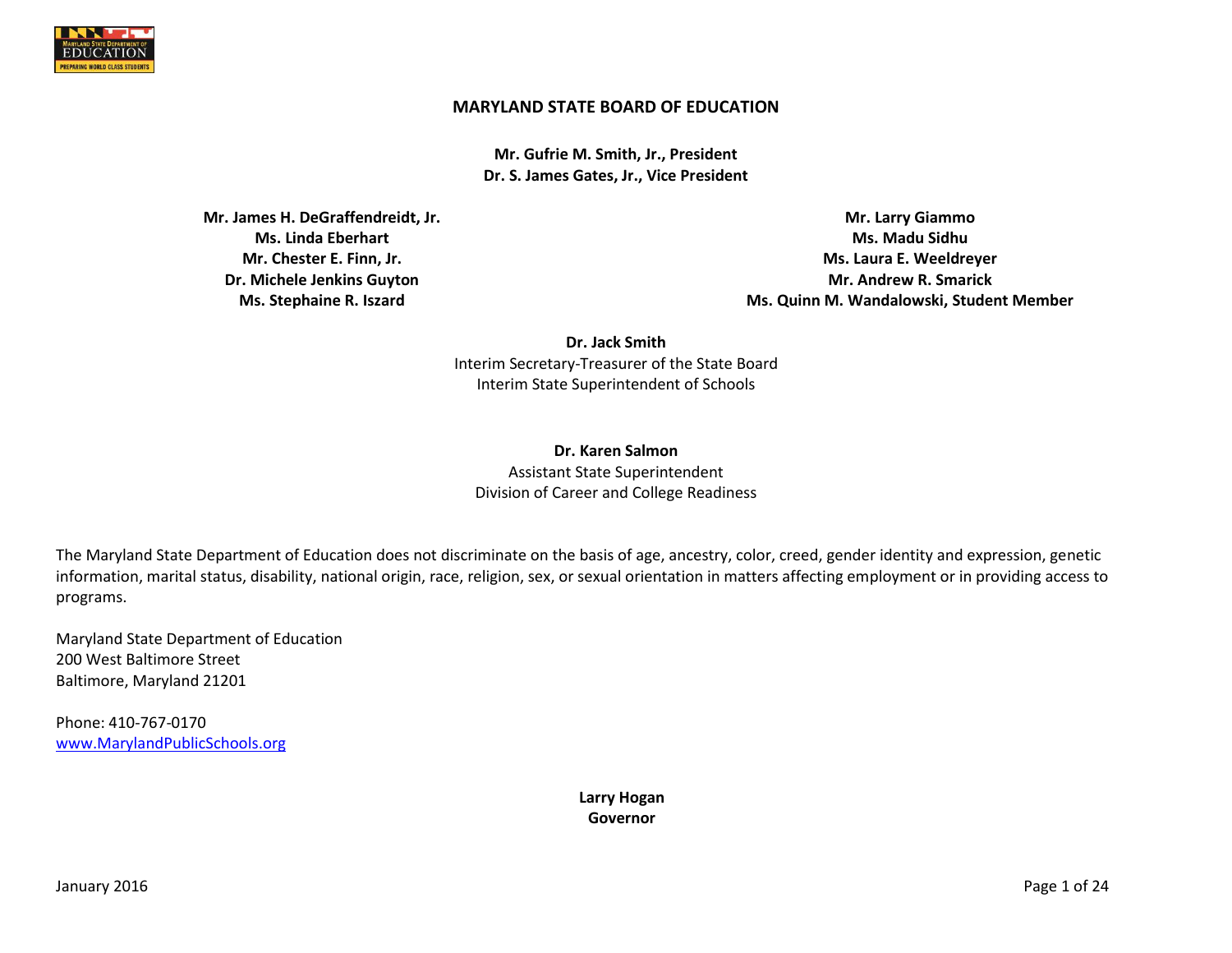## MARYLAND STATE BOARD OF EDUCATION

**Mr. Gufrie M. Smith, Jr., President**
**Dr. S. James Gates, Jr., Vice President**

**Mr. James H. DeGraffendreidt, Jr.**
**Ms. Linda Eberhart**
**Mr. Chester E. Finn, Jr.**
**Dr. Michele Jenkins Guyton**
**Ms. Stephaine R. Iszard**

**Mr. Larry Giammo**
**Ms. Madu Sidhu**
**Ms. Laura E. Weeldreyer**
**Mr. Andrew R. Smarick**
**Ms. Quinn M. Wandalowski, Student Member**

**Dr. Jack Smith**
Interim Secretary-Treasurer of the State Board
Interim State Superintendent of Schools

**Dr. Karen Salmon**
Assistant State Superintendent
Division of Career and College Readiness

The Maryland State Department of Education does not discriminate on the basis of age, ancestry, color, creed, gender identity and expression, genetic information, marital status, disability, national origin, race, religion, sex, or sexual orientation in matters affecting employment or in providing access to programs.

Maryland State Department of Education
200 West Baltimore Street
Baltimore, Maryland 21201

Phone: 410-767-0170
www.MarylandPublicSchools.org

**Larry Hogan**
**Governor**

January 2016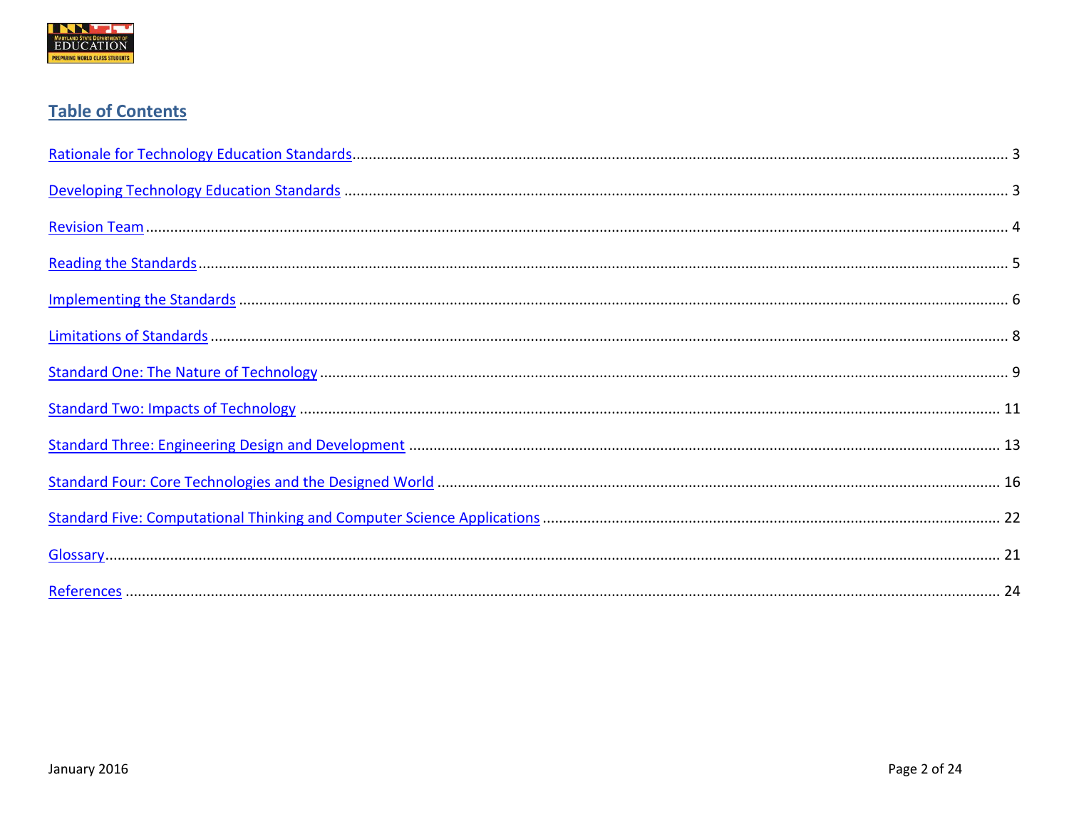## Table of Contents

Rationale for Technology Education Standards .......... 3

Developing Technology Education Standards .......... 3

Revision Team .......... 4

Reading the Standards .......... 5

Implementing the Standards .......... 6

Limitations of Standards .......... 8

Standard One: The Nature of Technology .......... 9

Standard Two: Impacts of Technology .......... 11

Standard Three: Engineering Design and Development .......... 13

Standard Four: Core Technologies and the Designed World .......... 16

Standard Five: Computational Thinking and Computer Science Applications .......... 22

Glossary .......... 21

References .......... 24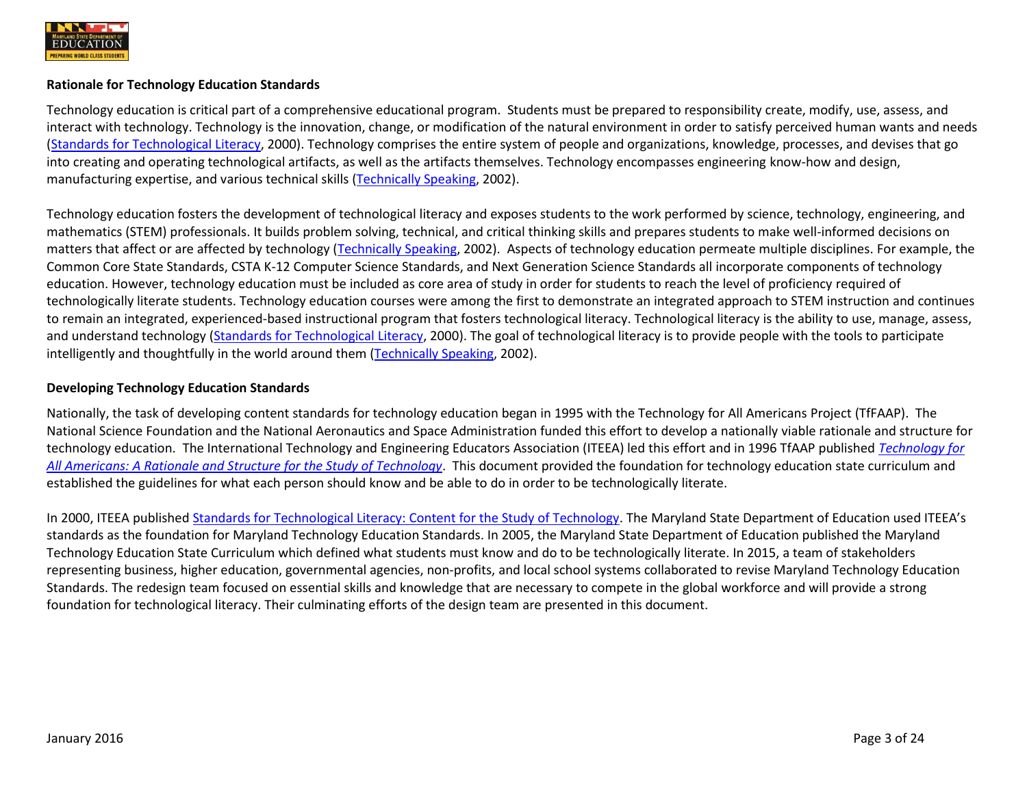**Rationale for Technology Education Standards**

Technology education is critical part of a comprehensive educational program. Students must be prepared to responsibility create, modify, use, assess, and interact with technology. Technology is the innovation, change, or modification of the natural environment in order to satisfy perceived human wants and needs (Standards for Technological Literacy, 2000). Technology comprises the entire system of people and organizations, knowledge, processes, and devises that go into creating and operating technological artifacts, as well as the artifacts themselves. Technology encompasses engineering know-how and design, manufacturing expertise, and various technical skills (Technically Speaking, 2002).

Technology education fosters the development of technological literacy and exposes students to the work performed by science, technology, engineering, and mathematics (STEM) professionals. It builds problem solving, technical, and critical thinking skills and prepares students to make well-informed decisions on matters that affect or are affected by technology (Technically Speaking, 2002). Aspects of technology education permeate multiple disciplines. For example, the Common Core State Standards, CSTA K-12 Computer Science Standards, and Next Generation Science Standards all incorporate components of technology education. However, technology education must be included as core area of study in order for students to reach the level of proficiency required of technologically literate students. Technology education courses were among the first to demonstrate an integrated approach to STEM instruction and continues to remain an integrated, experienced-based instructional program that fosters technological literacy. Technological literacy is the ability to use, manage, assess, and understand technology (Standards for Technological Literacy, 2000). The goal of technological literacy is to provide people with the tools to participate intelligently and thoughtfully in the world around them (Technically Speaking, 2002).

**Developing Technology Education Standards**

Nationally, the task of developing content standards for technology education began in 1995 with the Technology for All Americans Project (TfFAAP). The National Science Foundation and the National Aeronautics and Space Administration funded this effort to develop a nationally viable rationale and structure for technology education. The International Technology and Engineering Educators Association (ITEEA) led this effort and in 1996 TfAAP published *Technology for All Americans: A Rationale and Structure for the Study of Technology*. This document provided the foundation for technology education state curriculum and established the guidelines for what each person should know and be able to do in order to be technologically literate.

In 2000, ITEEA published Standards for Technological Literacy: Content for the Study of Technology. The Maryland State Department of Education used ITEEA's standards as the foundation for Maryland Technology Education Standards. In 2005, the Maryland State Department of Education published the Maryland Technology Education State Curriculum which defined what students must know and do to be technologically literate. In 2015, a team of stakeholders representing business, higher education, governmental agencies, non-profits, and local school systems collaborated to revise Maryland Technology Education Standards. The redesign team focused on essential skills and knowledge that are necessary to compete in the global workforce and will provide a strong foundation for technological literacy. Their culminating efforts of the design team are presented in this document.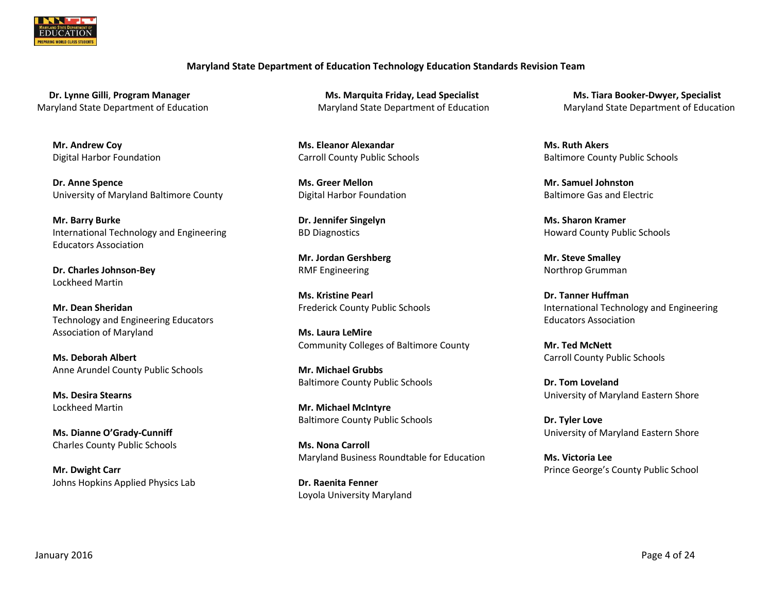## Maryland State Department of Education Technology Education Standards Revision Team

**Dr. Lynne Gilli, Program Manager**
Maryland State Department of Education

**Ms. Marquita Friday, Lead Specialist**
Maryland State Department of Education

**Ms. Tiara Booker-Dwyer, Specialist**
Maryland State Department of Education

**Mr. Andrew Coy**
Digital Harbor Foundation

**Dr. Anne Spence**
University of Maryland Baltimore County

**Mr. Barry Burke**
International Technology and Engineering Educators Association

**Dr. Charles Johnson-Bey**
Lockheed Martin

**Mr. Dean Sheridan**
Technology and Engineering Educators Association of Maryland

**Ms. Deborah Albert**
Anne Arundel County Public Schools

**Ms. Desira Stearns**
Lockheed Martin

**Ms. Dianne O'Grady-Cunniff**
Charles County Public Schools

**Mr. Dwight Carr**
Johns Hopkins Applied Physics Lab

**Ms. Eleanor Alexandar**
Carroll County Public Schools

**Ms. Greer Mellon**
Digital Harbor Foundation

**Dr. Jennifer Singelyn**
BD Diagnostics

**Mr. Jordan Gershberg**
RMF Engineering

**Ms. Kristine Pearl**
Frederick County Public Schools

**Ms. Laura LeMire**
Community Colleges of Baltimore County

**Mr. Michael Grubbs**
Baltimore County Public Schools

**Mr. Michael McIntyre**
Baltimore County Public Schools

**Ms. Nona Carroll**
Maryland Business Roundtable for Education

**Dr. Raenita Fenner**
Loyola University Maryland

**Ms. Ruth Akers**
Baltimore County Public Schools

**Mr. Samuel Johnston**
Baltimore Gas and Electric

**Ms. Sharon Kramer**
Howard County Public Schools

**Mr. Steve Smalley**
Northrop Grumman

**Dr. Tanner Huffman**
International Technology and Engineering Educators Association

**Mr. Ted McNett**
Carroll County Public Schools

**Dr. Tom Loveland**
University of Maryland Eastern Shore

**Dr. Tyler Love**
University of Maryland Eastern Shore

**Ms. Victoria Lee**
Prince George's County Public School

January 2016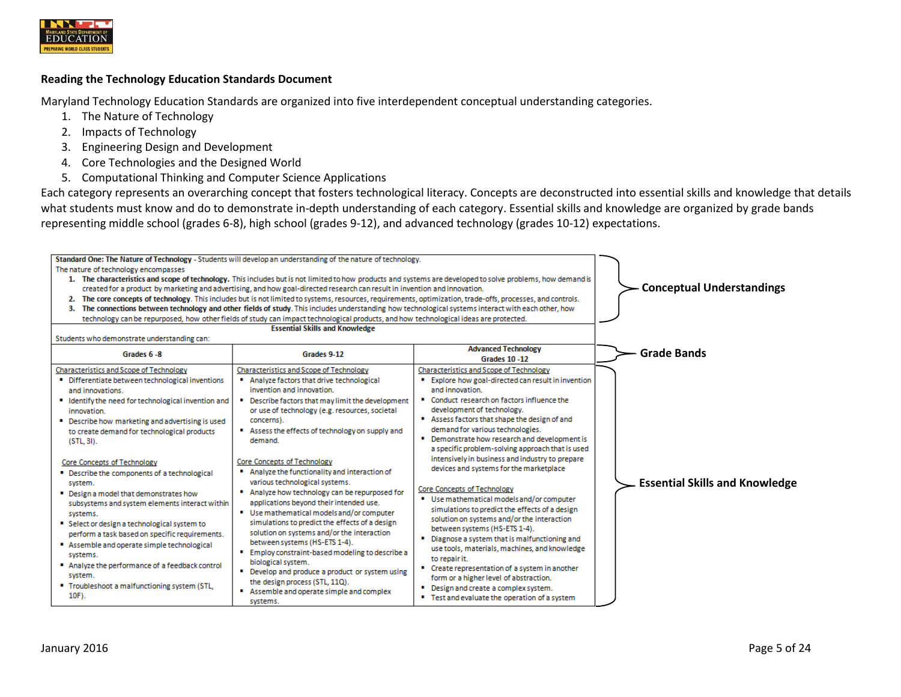### Reading the Technology Education Standards Document

Maryland Technology Education Standards are organized into five interdependent conceptual understanding categories.

1. The Nature of Technology
2. Impacts of Technology
3. Engineering Design and Development
4. Core Technologies and the Designed World
5. Computational Thinking and Computer Science Applications

Each category represents an overarching concept that fosters technological literacy. Concepts are deconstructed into essential skills and knowledge that details what students must know and do to demonstrate in-depth understanding of each category. Essential skills and knowledge are organized by grade bands representing middle school (grades 6-8), high school (grades 9-12), and advanced technology (grades 10-12) expectations.

**Standard One: The Nature of Technology** - Students will develop an understanding of the nature of technology.

The nature of technology encompasses

1. **The characteristics and scope of technology.** This includes but is not limited to how products and systems are developed to solve problems, how demand is created for a product by marketing and advertising, and how goal-directed research can result in invention and innovation.
2. **The core concepts of technology**. This includes but is not limited to systems, resources, requirements, optimization, trade-offs, processes, and controls.
3. **The connections between technology and other fields of study**. This includes understanding how technological systems interact with each other, how technology can be repurposed, how other fields of study can impact technological products, and how technological ideas are protected.

→ **Conceptual Understandings**

**Essential Skills and Knowledge**

Students who demonstrate understanding can:

→ **Grade Bands** (column headers) / **Essential Skills and Knowledge** (table body)

| Grades 6 -8 | Grades 9-12 | Advanced Technology Grades 10 -12 |
|---|---|---|
| Characteristics and Scope of Technology<br>▪ Differentiate between technological inventions and innovations.<br>▪ Identify the need for technological invention and innovation.<br>▪ Describe how marketing and advertising is used to create demand for technological products (STL, 3I).<br><br>Core Concepts of Technology<br>▪ Describe the components of a technological system.<br>▪ Design a model that demonstrates how subsystems and system elements interact within systems.<br>▪ Select or design a technological system to perform a task based on specific requirements.<br>▪ Assemble and operate simple technological systems.<br>▪ Analyze the performance of a feedback control system.<br>▪ Troubleshoot a malfunctioning system (STL, 10F). | Characteristics and Scope of Technology<br>▪ Analyze factors that drive technological invention and innovation.<br>▪ Describe factors that may limit the development or use of technology (e.g. resources, societal concerns).<br>▪ Assess the effects of technology on supply and demand.<br><br>Core Concepts of Technology<br>▪ Analyze the functionality and interaction of various technological systems.<br>▪ Analyze how technology can be repurposed for applications beyond their intended use.<br>▪ Use mathematical models and/or computer simulations to predict the effects of a design solution on systems and/or the interaction between systems (HS-ETS 1-4).<br>▪ Employ constraint-based modeling to describe a biological system.<br>▪ Develop and produce a product or system using the design process (STL, 11Q).<br>▪ Assemble and operate simple and complex systems. | Characteristics and Scope of Technology<br>▪ Explore how goal-directed can result in invention and innovation.<br>▪ Conduct research on factors influence the development of technology.<br>▪ Assess factors that shape the design of and demand for various technologies.<br>▪ Demonstrate how research and development is a specific problem-solving approach that is used intensively in business and industry to prepare devices and systems for the marketplace<br><br>Core Concepts of Technology<br>▪ Use mathematical models and/or computer simulations to predict the effects of a design solution on systems and/or the interaction between systems (HS-ETS 1-4).<br>▪ Diagnose a system that is malfunctioning and use tools, materials, machines, and knowledge to repair it.<br>▪ Create representation of a system in another form or a higher level of abstraction.<br>▪ Design and create a complex system.<br>▪ Test and evaluate the operation of a system |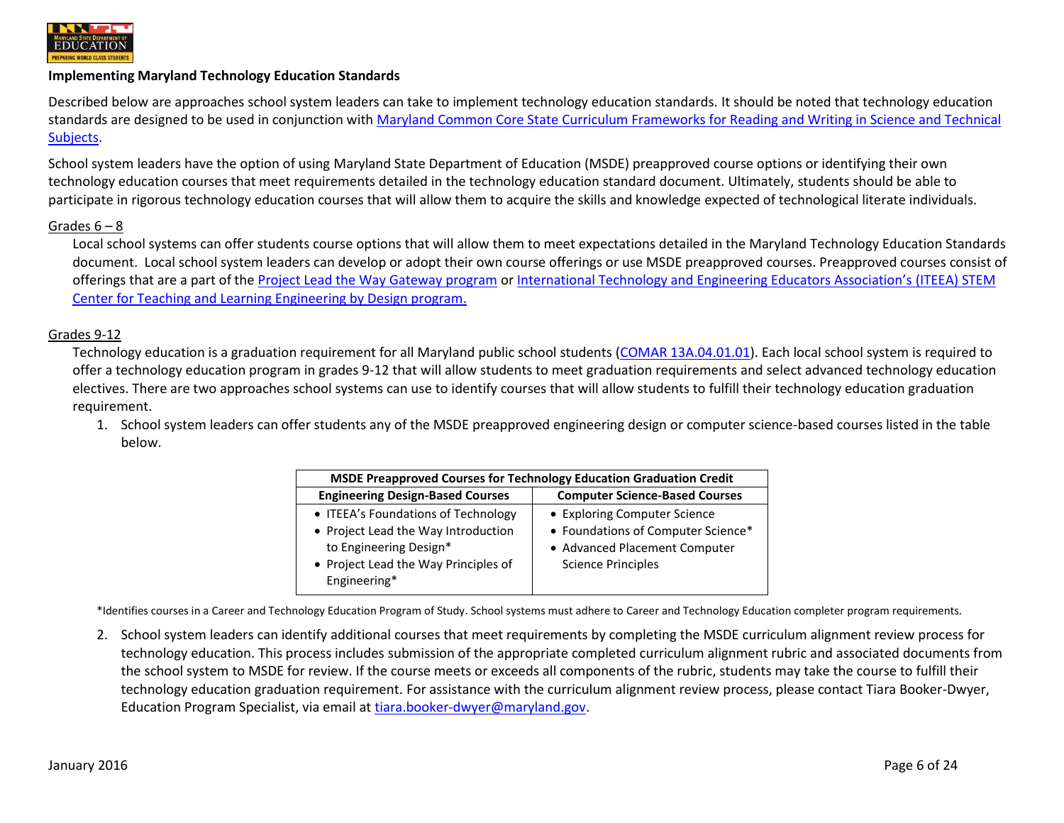## Implementing Maryland Technology Education Standards

Described below are approaches school system leaders can take to implement technology education standards. It should be noted that technology education standards are designed to be used in conjunction with Maryland Common Core State Curriculum Frameworks for Reading and Writing in Science and Technical Subjects.

School system leaders have the option of using Maryland State Department of Education (MSDE) preapproved course options or identifying their own technology education courses that meet requirements detailed in the technology education standard document. Ultimately, students should be able to participate in rigorous technology education courses that will allow them to acquire the skills and knowledge expected of technological literate individuals.

### Grades 6 – 8

Local school systems can offer students course options that will allow them to meet expectations detailed in the Maryland Technology Education Standards document. Local school system leaders can develop or adopt their own course offerings or use MSDE preapproved courses. Preapproved courses consist of offerings that are a part of the Project Lead the Way Gateway program or International Technology and Engineering Educators Association's (ITEEA) STEM Center for Teaching and Learning Engineering by Design program.

### Grades 9-12

Technology education is a graduation requirement for all Maryland public school students (COMAR 13A.04.01.01). Each local school system is required to offer a technology education program in grades 9-12 that will allow students to meet graduation requirements and select advanced technology education electives. There are two approaches school systems can use to identify courses that will allow students to fulfill their technology education graduation requirement.

1. School system leaders can offer students any of the MSDE preapproved engineering design or computer science-based courses listed in the table below.

| MSDE Preapproved Courses for Technology Education Graduation Credit | |
|---|---|
| **Engineering Design-Based Courses** | **Computer Science-Based Courses** |
| • ITEEA's Foundations of Technology<br>• Project Lead the Way Introduction to Engineering Design*<br>• Project Lead the Way Principles of Engineering* | • Exploring Computer Science<br>• Foundations of Computer Science*<br>• Advanced Placement Computer Science Principles |

*Identifies courses in a Career and Technology Education Program of Study. School systems must adhere to Career and Technology Education completer program requirements.

2. School system leaders can identify additional courses that meet requirements by completing the MSDE curriculum alignment review process for technology education. This process includes submission of the appropriate completed curriculum alignment rubric and associated documents from the school system to MSDE for review. If the course meets or exceeds all components of the rubric, students may take the course to fulfill their technology education graduation requirement. For assistance with the curriculum alignment review process, please contact Tiara Booker-Dwyer, Education Program Specialist, via email at tiara.booker-dwyer@maryland.gov.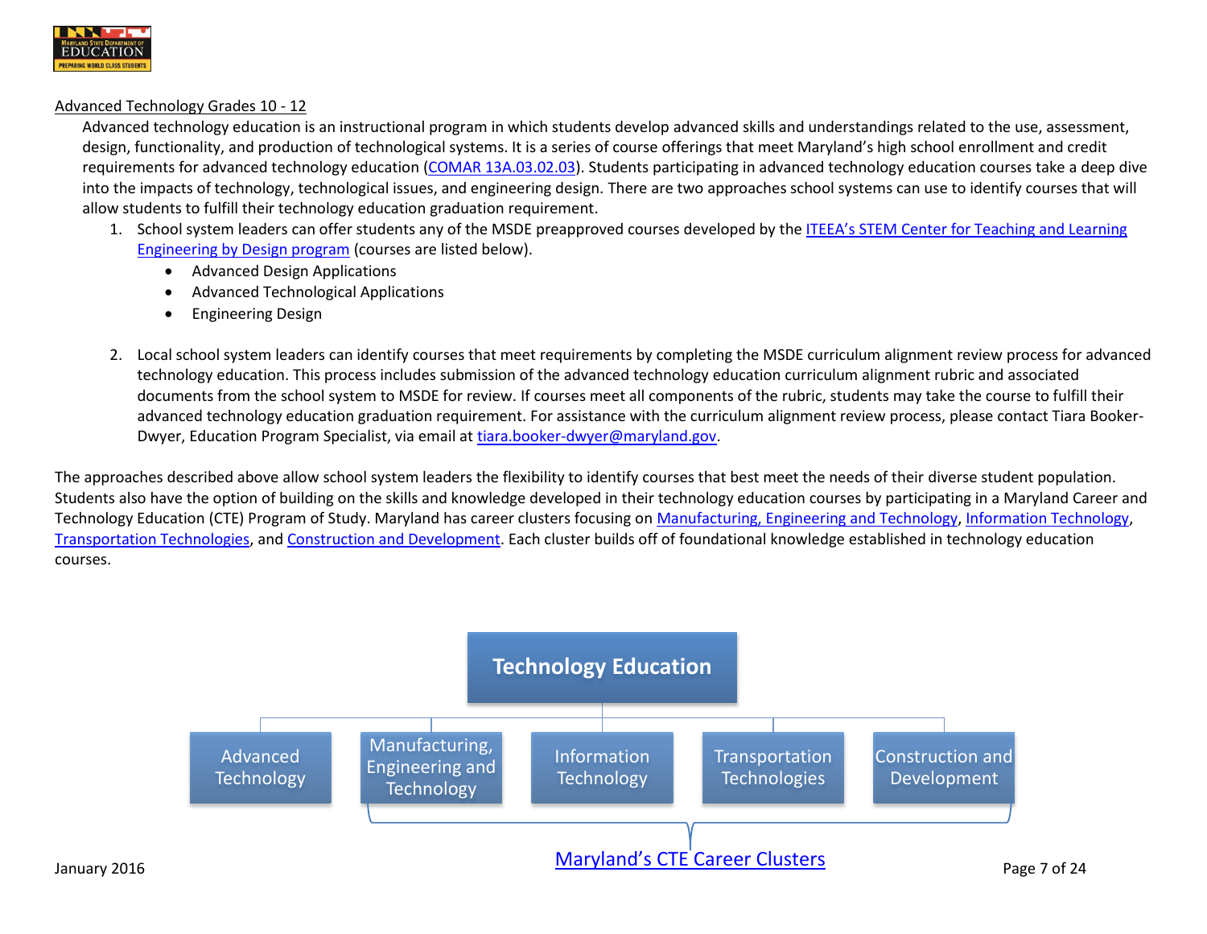Advanced Technology Grades 10 - 12

Advanced technology education is an instructional program in which students develop advanced skills and understandings related to the use, assessment, design, functionality, and production of technological systems. It is a series of course offerings that meet Maryland's high school enrollment and credit requirements for advanced technology education (COMAR 13A.03.02.03). Students participating in advanced technology education courses take a deep dive into the impacts of technology, technological issues, and engineering design. There are two approaches school systems can use to identify courses that will allow students to fulfill their technology education graduation requirement.

1. School system leaders can offer students any of the MSDE preapproved courses developed by the ITEEA's STEM Center for Teaching and Learning Engineering by Design program (courses are listed below).
   - Advanced Design Applications
   - Advanced Technological Applications
   - Engineering Design

2. Local school system leaders can identify courses that meet requirements by completing the MSDE curriculum alignment review process for advanced technology education. This process includes submission of the advanced technology education curriculum alignment rubric and associated documents from the school system to MSDE for review. If courses meet all components of the rubric, students may take the course to fulfill their advanced technology education graduation requirement. For assistance with the curriculum alignment review process, please contact Tiara Booker-Dwyer, Education Program Specialist, via email at tiara.booker-dwyer@maryland.gov.

The approaches described above allow school system leaders the flexibility to identify courses that best meet the needs of their diverse student population. Students also have the option of building on the skills and knowledge developed in their technology education courses by participating in a Maryland Career and Technology Education (CTE) Program of Study. Maryland has career clusters focusing on Manufacturing, Engineering and Technology, Information Technology, Transportation Technologies, and Construction and Development. Each cluster builds off of foundational knowledge established in technology education courses.

**Technology Education**

- Advanced Technology
- Manufacturing, Engineering and Technology
- Information Technology
- Transportation Technologies
- Construction and Development

Maryland's CTE Career Clusters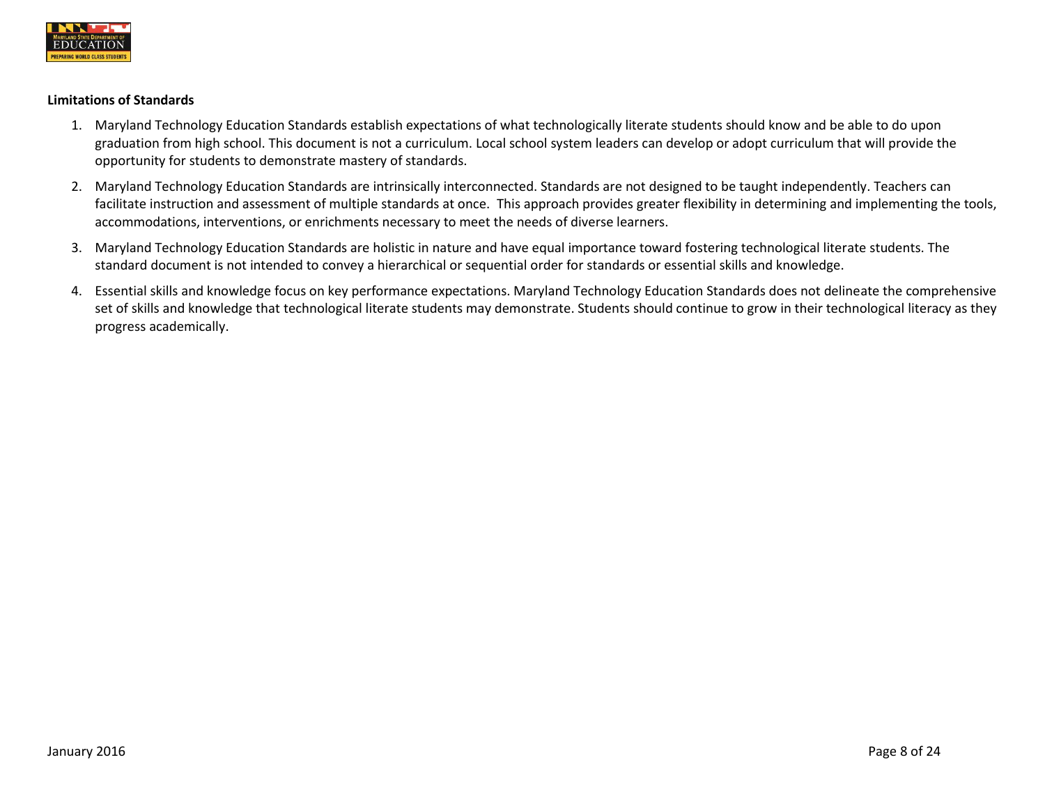**Limitations of Standards**

1. Maryland Technology Education Standards establish expectations of what technologically literate students should know and be able to do upon graduation from high school. This document is not a curriculum. Local school system leaders can develop or adopt curriculum that will provide the opportunity for students to demonstrate mastery of standards.
2. Maryland Technology Education Standards are intrinsically interconnected. Standards are not designed to be taught independently. Teachers can facilitate instruction and assessment of multiple standards at once. This approach provides greater flexibility in determining and implementing the tools, accommodations, interventions, or enrichments necessary to meet the needs of diverse learners.
3. Maryland Technology Education Standards are holistic in nature and have equal importance toward fostering technological literate students. The standard document is not intended to convey a hierarchical or sequential order for standards or essential skills and knowledge.
4. Essential skills and knowledge focus on key performance expectations. Maryland Technology Education Standards does not delineate the comprehensive set of skills and knowledge that technological literate students may demonstrate. Students should continue to grow in their technological literacy as they progress academically.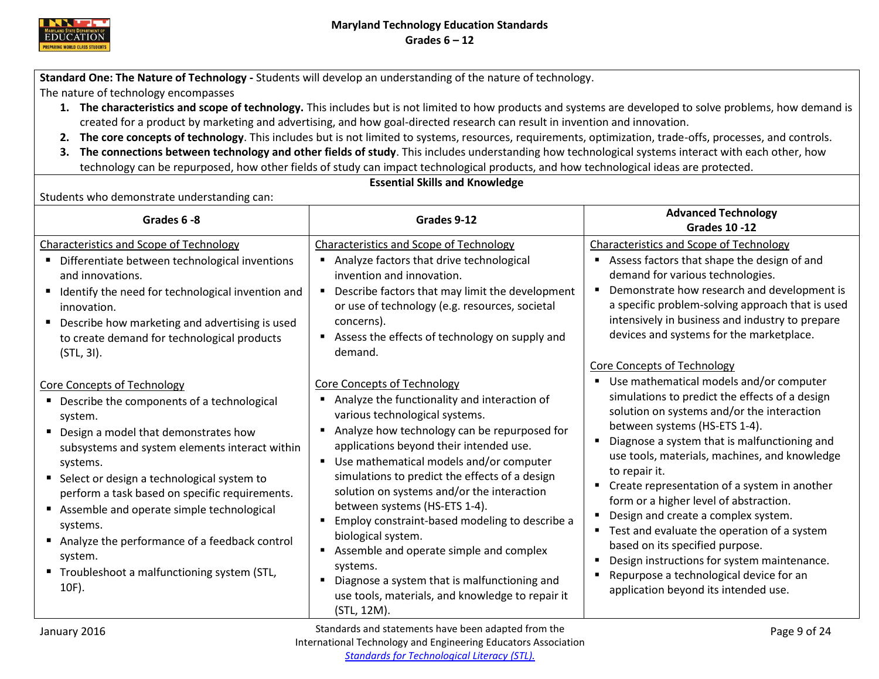**Standard One: The Nature of Technology -** Students will develop an understanding of the nature of technology.

The nature of technology encompasses

1. **The characteristics and scope of technology.** This includes but is not limited to how products and systems are developed to solve problems, how demand is created for a product by marketing and advertising, and how goal-directed research can result in invention and innovation.
2. **The core concepts of technology**. This includes but is not limited to systems, resources, requirements, optimization, trade-offs, processes, and controls.
3. **The connections between technology and other fields of study**. This includes understanding how technological systems interact with each other, how technology can be repurposed, how other fields of study can impact technological products, and how technological ideas are protected.

**Essential Skills and Knowledge**

Students who demonstrate understanding can:

| Grades 6 -8 | Grades 9-12 | Advanced Technology Grades 10 -12 |
|---|---|---|
| Characteristics and Scope of Technology<br>▪ Differentiate between technological inventions and innovations.<br>▪ Identify the need for technological invention and innovation.<br>▪ Describe how marketing and advertising is used to create demand for technological products (STL, 3I). | Characteristics and Scope of Technology<br>▪ Analyze factors that drive technological invention and innovation.<br>▪ Describe factors that may limit the development or use of technology (e.g. resources, societal concerns).<br>▪ Assess the effects of technology on supply and demand. | Characteristics and Scope of Technology<br>▪ Assess factors that shape the design of and demand for various technologies.<br>▪ Demonstrate how research and development is a specific problem-solving approach that is used intensively in business and industry to prepare devices and systems for the marketplace. |
| Core Concepts of Technology<br>▪ Describe the components of a technological system.<br>▪ Design a model that demonstrates how subsystems and system elements interact within systems.<br>▪ Select or design a technological system to perform a task based on specific requirements.<br>▪ Assemble and operate simple technological systems.<br>▪ Analyze the performance of a feedback control system.<br>▪ Troubleshoot a malfunctioning system (STL, 10F). | Core Concepts of Technology<br>▪ Analyze the functionality and interaction of various technological systems.<br>▪ Analyze how technology can be repurposed for applications beyond their intended use.<br>▪ Use mathematical models and/or computer simulations to predict the effects of a design solution on systems and/or the interaction between systems (HS-ETS 1-4).<br>▪ Employ constraint-based modeling to describe a biological system.<br>▪ Assemble and operate simple and complex systems.<br>▪ Diagnose a system that is malfunctioning and use tools, materials, and knowledge to repair it (STL, 12M). | Core Concepts of Technology<br>▪ Use mathematical models and/or computer simulations to predict the effects of a design solution on systems and/or the interaction between systems (HS-ETS 1-4).<br>▪ Diagnose a system that is malfunctioning and use tools, materials, machines, and knowledge to repair it.<br>▪ Create representation of a system in another form or a higher level of abstraction.<br>▪ Design and create a complex system.<br>▪ Test and evaluate the operation of a system based on its specified purpose.<br>▪ Design instructions for system maintenance.<br>▪ Repurpose a technological device for an application beyond its intended use. |

January 2016

Standards and statements have been adapted from the International Technology and Engineering Educators Association *Standards for Technological Literacy (STL).*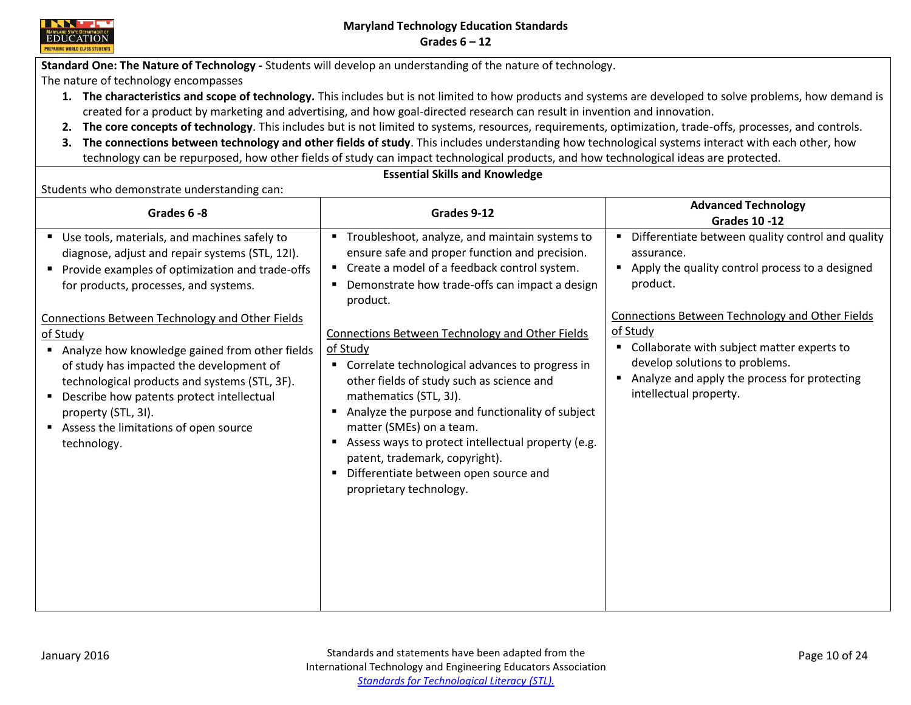**Maryland Technology Education Standards**
**Grades 6 – 12**

**Standard One: The Nature of Technology -** Students will develop an understanding of the nature of technology.

The nature of technology encompasses

1. **The characteristics and scope of technology.** This includes but is not limited to how products and systems are developed to solve problems, how demand is created for a product by marketing and advertising, and how goal-directed research can result in invention and innovation.
2. **The core concepts of technology**. This includes but is not limited to systems, resources, requirements, optimization, trade-offs, processes, and controls.
3. **The connections between technology and other fields of study**. This includes understanding how technological systems interact with each other, how technology can be repurposed, how other fields of study can impact technological products, and how technological ideas are protected.

**Essential Skills and Knowledge**

Students who demonstrate understanding can:

| Grades 6 -8 | Grades 9-12 | Advanced Technology Grades 10 -12 |
|---|---|---|
| ▪ Use tools, materials, and machines safely to diagnose, adjust and repair systems (STL, 12I).<br>▪ Provide examples of optimization and trade-offs for products, processes, and systems.<br><br><u>Connections Between Technology and Other Fields of Study</u><br>▪ Analyze how knowledge gained from other fields of study has impacted the development of technological products and systems (STL, 3F).<br>▪ Describe how patents protect intellectual property (STL, 3I).<br>▪ Assess the limitations of open source technology. | ▪ Troubleshoot, analyze, and maintain systems to ensure safe and proper function and precision.<br>▪ Create a model of a feedback control system.<br>▪ Demonstrate how trade-offs can impact a design product.<br><br><u>Connections Between Technology and Other Fields of Study</u><br>▪ Correlate technological advances to progress in other fields of study such as science and mathematics (STL, 3J).<br>▪ Analyze the purpose and functionality of subject matter (SMEs) on a team.<br>▪ Assess ways to protect intellectual property (e.g. patent, trademark, copyright).<br>▪ Differentiate between open source and proprietary technology. | ▪ Differentiate between quality control and quality assurance.<br>▪ Apply the quality control process to a designed product.<br><br><u>Connections Between Technology and Other Fields of Study</u><br>▪ Collaborate with subject matter experts to develop solutions to problems.<br>▪ Analyze and apply the process for protecting intellectual property. |

January 2016

Standards and statements have been adapted from the International Technology and Engineering Educators Association *Standards for Technological Literacy (STL).*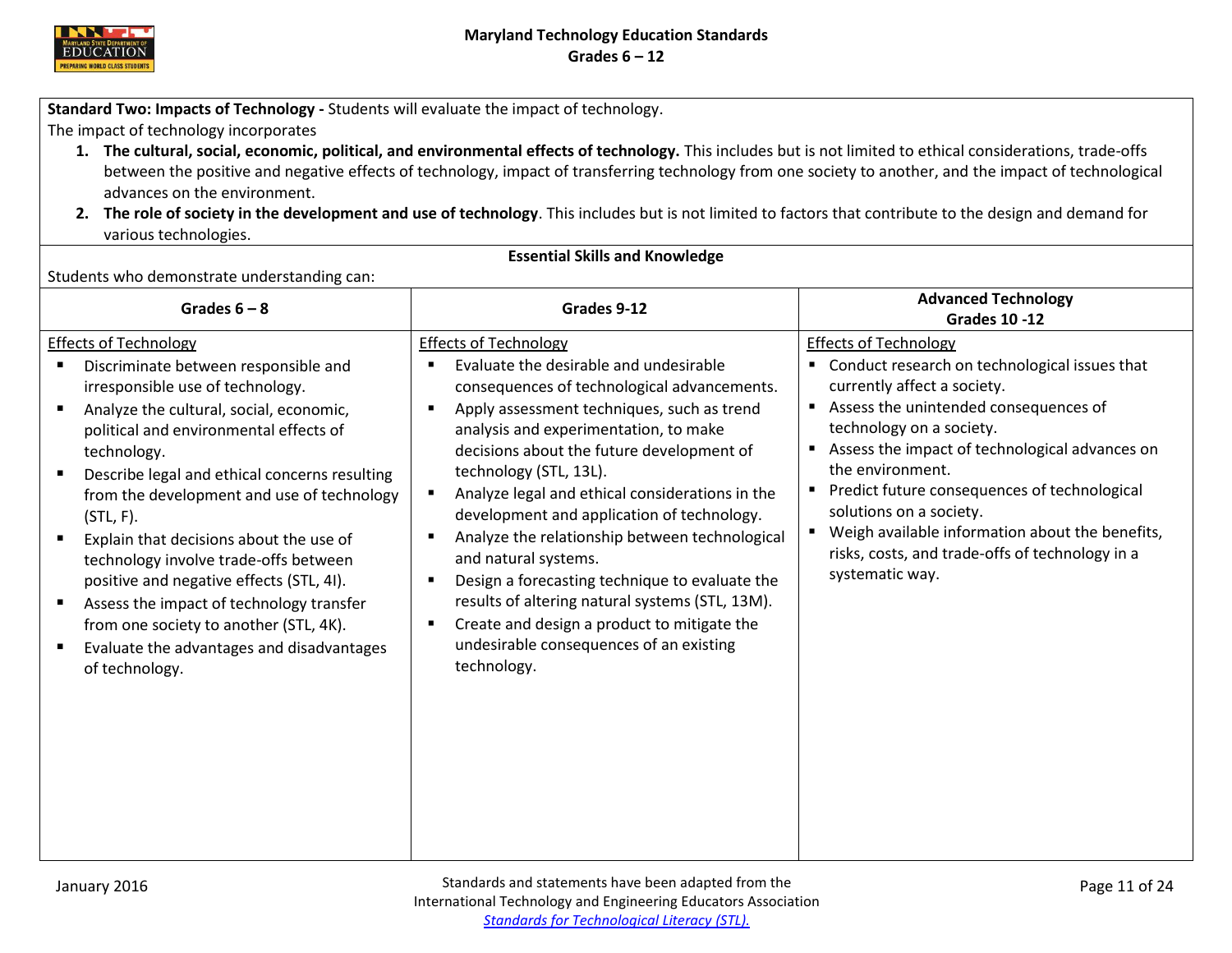**Standard Two: Impacts of Technology -** Students will evaluate the impact of technology.

The impact of technology incorporates

1. **The cultural, social, economic, political, and environmental effects of technology.** This includes but is not limited to ethical considerations, trade-offs between the positive and negative effects of technology, impact of transferring technology from one society to another, and the impact of technological advances on the environment.
2. **The role of society in the development and use of technology**. This includes but is not limited to factors that contribute to the design and demand for various technologies.

**Essential Skills and Knowledge**

Students who demonstrate understanding can:

| Grades 6 – 8 | Grades 9-12 | Advanced Technology Grades 10 -12 |
|---|---|---|
| Effects of Technology<br>▪ Discriminate between responsible and irresponsible use of technology.<br>▪ Analyze the cultural, social, economic, political and environmental effects of technology.<br>▪ Describe legal and ethical concerns resulting from the development and use of technology (STL, F).<br>▪ Explain that decisions about the use of technology involve trade-offs between positive and negative effects (STL, 4I).<br>▪ Assess the impact of technology transfer from one society to another (STL, 4K).<br>▪ Evaluate the advantages and disadvantages of technology. | Effects of Technology<br>▪ Evaluate the desirable and undesirable consequences of technological advancements.<br>▪ Apply assessment techniques, such as trend analysis and experimentation, to make decisions about the future development of technology (STL, 13L).<br>▪ Analyze legal and ethical considerations in the development and application of technology.<br>▪ Analyze the relationship between technological and natural systems.<br>▪ Design a forecasting technique to evaluate the results of altering natural systems (STL, 13M).<br>▪ Create and design a product to mitigate the undesirable consequences of an existing technology. | Effects of Technology<br>▪ Conduct research on technological issues that currently affect a society.<br>▪ Assess the unintended consequences of technology on a society.<br>▪ Assess the impact of technological advances on the environment.<br>▪ Predict future consequences of technological solutions on a society.<br>▪ Weigh available information about the benefits, risks, costs, and trade-offs of technology in a systematic way. |

January 2016

Standards and statements have been adapted from the International Technology and Engineering Educators Association *Standards for Technological Literacy (STL).*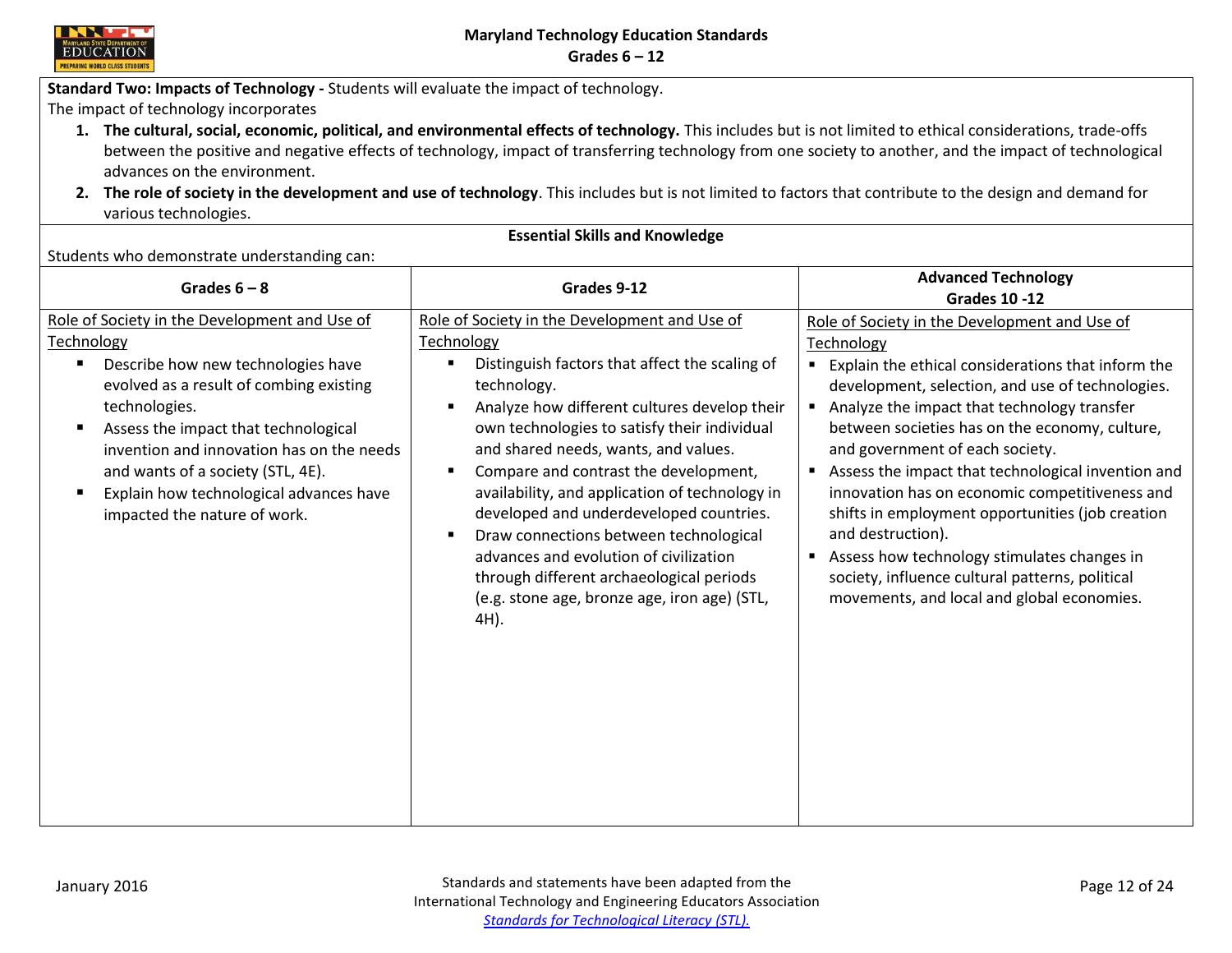**Standard Two: Impacts of Technology -** Students will evaluate the impact of technology.

The impact of technology incorporates

1. **The cultural, social, economic, political, and environmental effects of technology.** This includes but is not limited to ethical considerations, trade-offs between the positive and negative effects of technology, impact of transferring technology from one society to another, and the impact of technological advances on the environment.
2. **The role of society in the development and use of technology**. This includes but is not limited to factors that contribute to the design and demand for various technologies.

**Essential Skills and Knowledge**

Students who demonstrate understanding can:

| Grades 6 – 8 | Grades 9-12 | Advanced Technology Grades 10 -12 |
|---|---|---|
| Role of Society in the Development and Use of Technology<br>▪ Describe how new technologies have evolved as a result of combing existing technologies.<br>▪ Assess the impact that technological invention and innovation has on the needs and wants of a society (STL, 4E).<br>▪ Explain how technological advances have impacted the nature of work. | Role of Society in the Development and Use of Technology<br>▪ Distinguish factors that affect the scaling of technology.<br>▪ Analyze how different cultures develop their own technologies to satisfy their individual and shared needs, wants, and values.<br>▪ Compare and contrast the development, availability, and application of technology in developed and underdeveloped countries.<br>▪ Draw connections between technological advances and evolution of civilization through different archaeological periods (e.g. stone age, bronze age, iron age) (STL, 4H). | Role of Society in the Development and Use of Technology<br>▪ Explain the ethical considerations that inform the development, selection, and use of technologies.<br>▪ Analyze the impact that technology transfer between societies has on the economy, culture, and government of each society.<br>▪ Assess the impact that technological invention and innovation has on economic competitiveness and shifts in employment opportunities (job creation and destruction).<br>▪ Assess how technology stimulates changes in society, influence cultural patterns, political movements, and local and global economies. |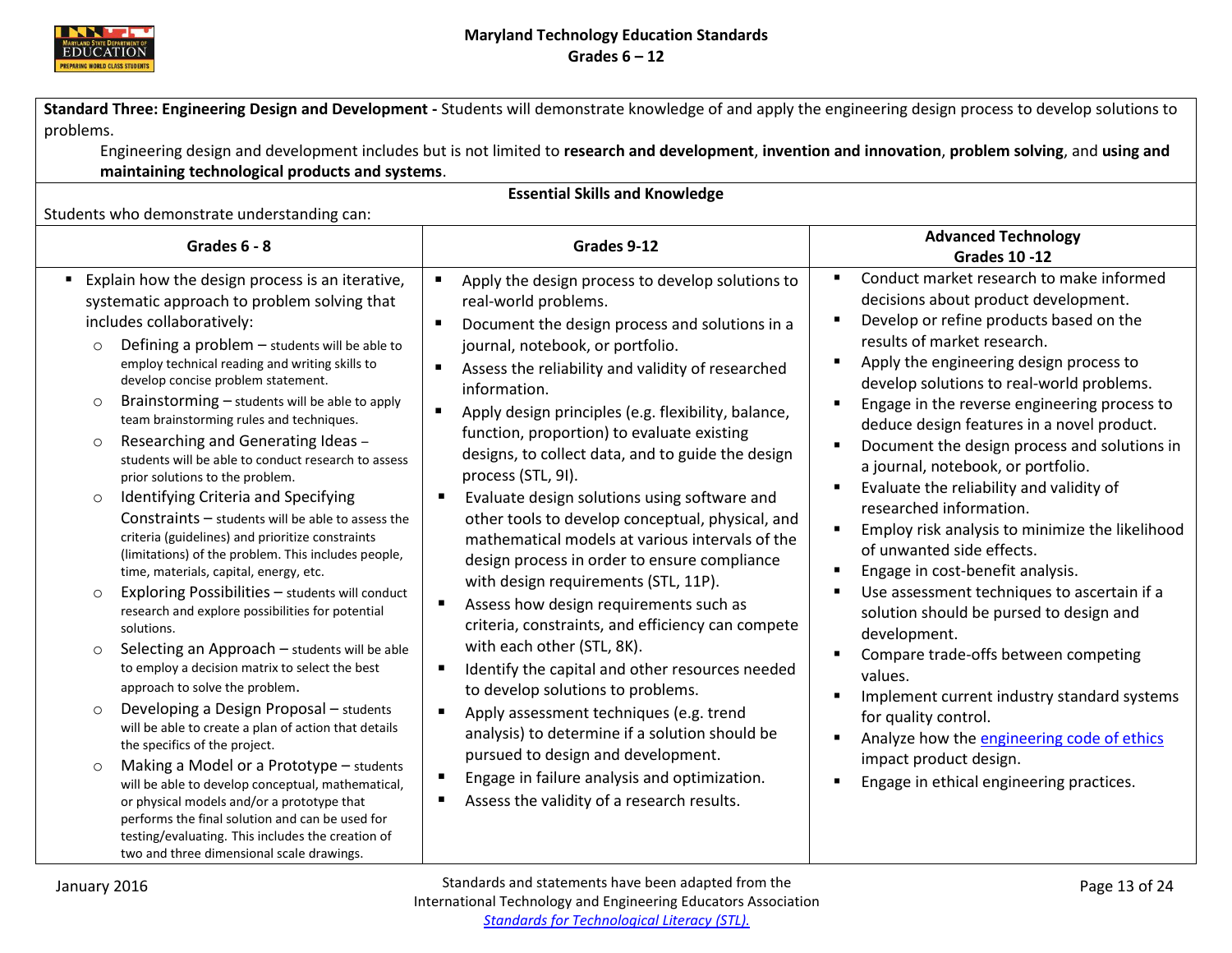**Standard Three: Engineering Design and Development -** Students will demonstrate knowledge of and apply the engineering design process to develop solutions to problems.

Engineering design and development includes but is not limited to **research and development**, **invention and innovation**, **problem solving**, and **using and maintaining technological products and systems**.

**Essential Skills and Knowledge**

Students who demonstrate understanding can:

| Grades 6 - 8 | Grades 9-12 | Advanced Technology Grades 10 -12 |
|---|---|---|
| ▪ Explain how the design process is an iterative, systematic approach to problem solving that includes collaboratively:<br>○ Defining a problem – students will be able to employ technical reading and writing skills to develop concise problem statement.<br>○ Brainstorming – students will be able to apply team brainstorming rules and techniques.<br>○ Researching and Generating Ideas – students will be able to conduct research to assess prior solutions to the problem.<br>○ Identifying Criteria and Specifying Constraints – students will be able to assess the criteria (guidelines) and prioritize constraints (limitations) of the problem. This includes people, time, materials, capital, energy, etc.<br>○ Exploring Possibilities – students will conduct research and explore possibilities for potential solutions.<br>○ Selecting an Approach – students will be able to employ a decision matrix to select the best approach to solve the problem.<br>○ Developing a Design Proposal – students will be able to create a plan of action that details the specifics of the project.<br>○ Making a Model or a Prototype – students will be able to develop conceptual, mathematical, or physical models and/or a prototype that performs the final solution and can be used for testing/evaluating. This includes the creation of two and three dimensional scale drawings. | ▪ Apply the design process to develop solutions to real-world problems.<br>▪ Document the design process and solutions in a journal, notebook, or portfolio.<br>▪ Assess the reliability and validity of researched information.<br>▪ Apply design principles (e.g. flexibility, balance, function, proportion) to evaluate existing designs, to collect data, and to guide the design process (STL, 9I).<br>▪ Evaluate design solutions using software and other tools to develop conceptual, physical, and mathematical models at various intervals of the design process in order to ensure compliance with design requirements (STL, 11P).<br>▪ Assess how design requirements such as criteria, constraints, and efficiency can compete with each other (STL, 8K).<br>▪ Identify the capital and other resources needed to develop solutions to problems.<br>▪ Apply assessment techniques (e.g. trend analysis) to determine if a solution should be pursued to design and development.<br>▪ Engage in failure analysis and optimization.<br>▪ Assess the validity of a research results. | ▪ Conduct market research to make informed decisions about product development.<br>▪ Develop or refine products based on the results of market research.<br>▪ Apply the engineering design process to develop solutions to real-world problems.<br>▪ Engage in the reverse engineering process to deduce design features in a novel product.<br>▪ Document the design process and solutions in a journal, notebook, or portfolio.<br>▪ Evaluate the reliability and validity of researched information.<br>▪ Employ risk analysis to minimize the likelihood of unwanted side effects.<br>▪ Engage in cost-benefit analysis.<br>▪ Use assessment techniques to ascertain if a solution should be pursed to design and development.<br>▪ Compare trade-offs between competing values.<br>▪ Implement current industry standard systems for quality control.<br>▪ Analyze how the engineering code of ethics impact product design.<br>▪ Engage in ethical engineering practices. |

Standards and statements have been adapted from the International Technology and Engineering Educators Association *Standards for Technological Literacy (STL).*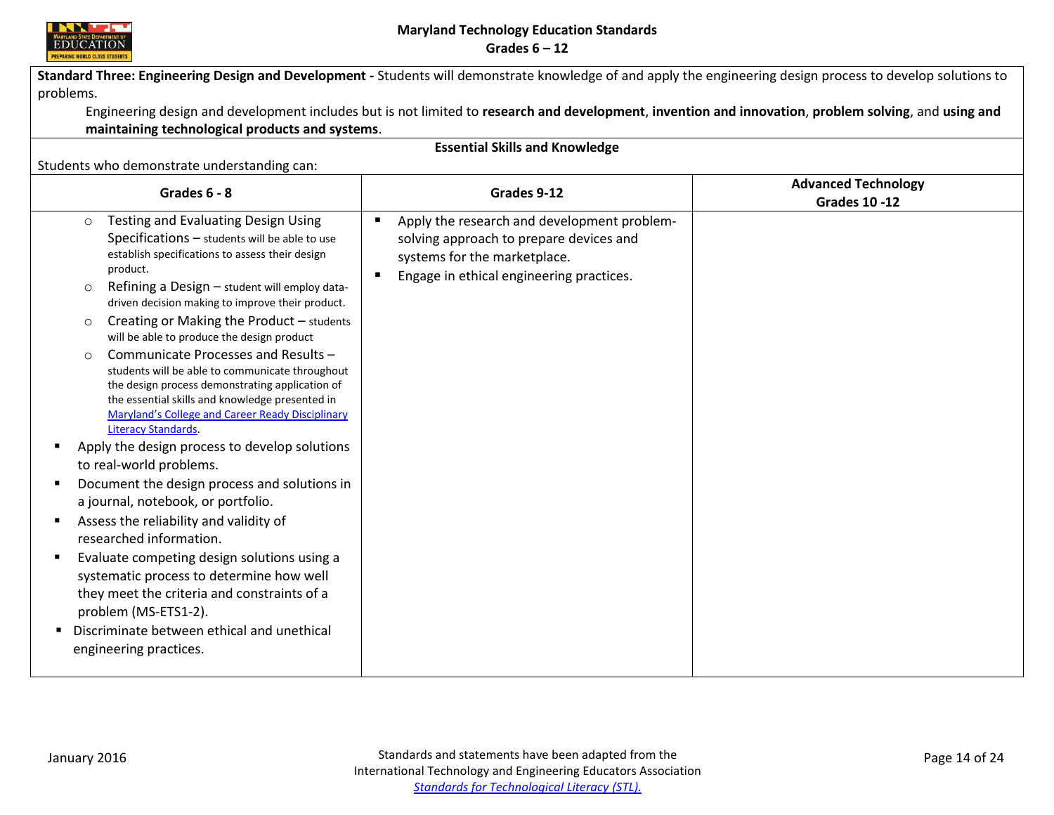**Standard Three: Engineering Design and Development -** Students will demonstrate knowledge of and apply the engineering design process to develop solutions to problems.

Engineering design and development includes but is not limited to **research and development**, **invention and innovation**, **problem solving**, and **using and maintaining technological products and systems**.

**Essential Skills and Knowledge**

Students who demonstrate understanding can:

| Grades 6 - 8 | Grades 9-12 | Advanced Technology Grades 10 -12 |
|---|---|---|
| ○ Testing and Evaluating Design Using Specifications – students will be able to use establish specifications to assess their design product.<br>○ Refining a Design – student will employ data-driven decision making to improve their product.<br>○ Creating or Making the Product – students will be able to produce the design product<br>○ Communicate Processes and Results – students will be able to communicate throughout the design process demonstrating application of the essential skills and knowledge presented in [Maryland's College and Career Ready Disciplinary Literacy Standards](#).<br>▪ Apply the design process to develop solutions to real-world problems.<br>▪ Document the design process and solutions in a journal, notebook, or portfolio.<br>▪ Assess the reliability and validity of researched information.<br>▪ Evaluate competing design solutions using a systematic process to determine how well they meet the criteria and constraints of a problem (MS-ETS1-2).<br>▪ Discriminate between ethical and unethical engineering practices. | ▪ Apply the research and development problem-solving approach to prepare devices and systems for the marketplace.<br>▪ Engage in ethical engineering practices. | |

January 2016

Standards and statements have been adapted from the International Technology and Engineering Educators Association *Standards for Technological Literacy (STL).*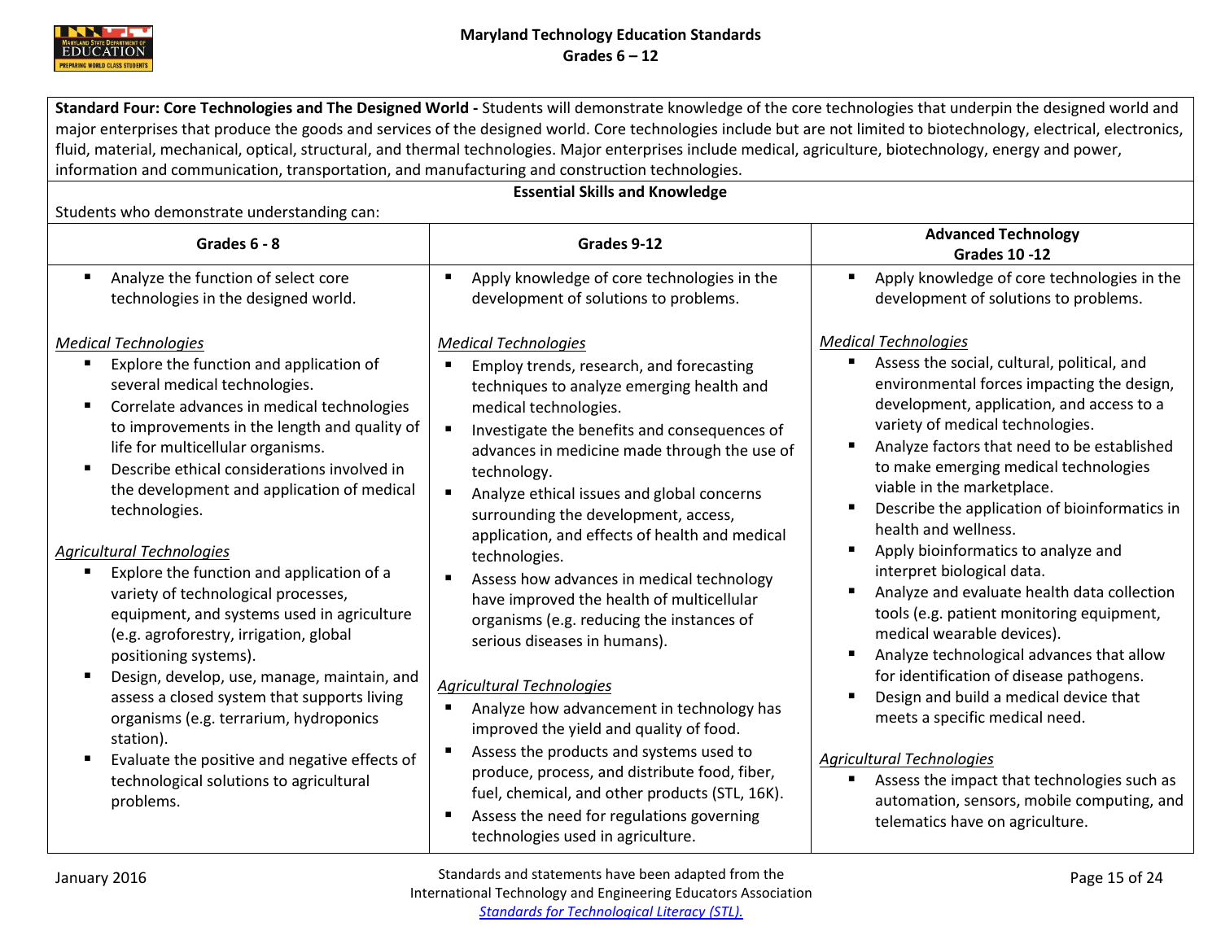**Standard Four: Core Technologies and The Designed World -** Students will demonstrate knowledge of the core technologies that underpin the designed world and major enterprises that produce the goods and services of the designed world. Core technologies include but are not limited to biotechnology, electrical, electronics, fluid, material, mechanical, optical, structural, and thermal technologies. Major enterprises include medical, agriculture, biotechnology, energy and power, information and communication, transportation, and manufacturing and construction technologies.

**Essential Skills and Knowledge**

Students who demonstrate understanding can:

| Grades 6 - 8 | Grades 9-12 | Advanced Technology Grades 10 -12 |
|---|---|---|
| ▪ Analyze the function of select core technologies in the designed world.<br><br>*Medical Technologies*<br>▪ Explore the function and application of several medical technologies.<br>▪ Correlate advances in medical technologies to improvements in the length and quality of life for multicellular organisms.<br>▪ Describe ethical considerations involved in the development and application of medical technologies.<br><br>*Agricultural Technologies*<br>▪ Explore the function and application of a variety of technological processes, equipment, and systems used in agriculture (e.g. agroforestry, irrigation, global positioning systems).<br>▪ Design, develop, use, manage, maintain, and assess a closed system that supports living organisms (e.g. terrarium, hydroponics station).<br>▪ Evaluate the positive and negative effects of technological solutions to agricultural problems. | ▪ Apply knowledge of core technologies in the development of solutions to problems.<br><br>*Medical Technologies*<br>▪ Employ trends, research, and forecasting techniques to analyze emerging health and medical technologies.<br>▪ Investigate the benefits and consequences of advances in medicine made through the use of technology.<br>▪ Analyze ethical issues and global concerns surrounding the development, access, application, and effects of health and medical technologies.<br>▪ Assess how advances in medical technology have improved the health of multicellular organisms (e.g. reducing the instances of serious diseases in humans).<br><br>*Agricultural Technologies*<br>▪ Analyze how advancement in technology has improved the yield and quality of food.<br>▪ Assess the products and systems used to produce, process, and distribute food, fiber, fuel, chemical, and other products (STL, 16K).<br>▪ Assess the need for regulations governing technologies used in agriculture. | ▪ Apply knowledge of core technologies in the development of solutions to problems.<br><br>*Medical Technologies*<br>▪ Assess the social, cultural, political, and environmental forces impacting the design, development, application, and access to a variety of medical technologies.<br>▪ Analyze factors that need to be established to make emerging medical technologies viable in the marketplace.<br>▪ Describe the application of bioinformatics in health and wellness.<br>▪ Apply bioinformatics to analyze and interpret biological data.<br>▪ Analyze and evaluate health data collection tools (e.g. patient monitoring equipment, medical wearable devices).<br>▪ Analyze technological advances that allow for identification of disease pathogens.<br>▪ Design and build a medical device that meets a specific medical need.<br><br>*Agricultural Technologies*<br>▪ Assess the impact that technologies such as automation, sensors, mobile computing, and telematics have on agriculture. |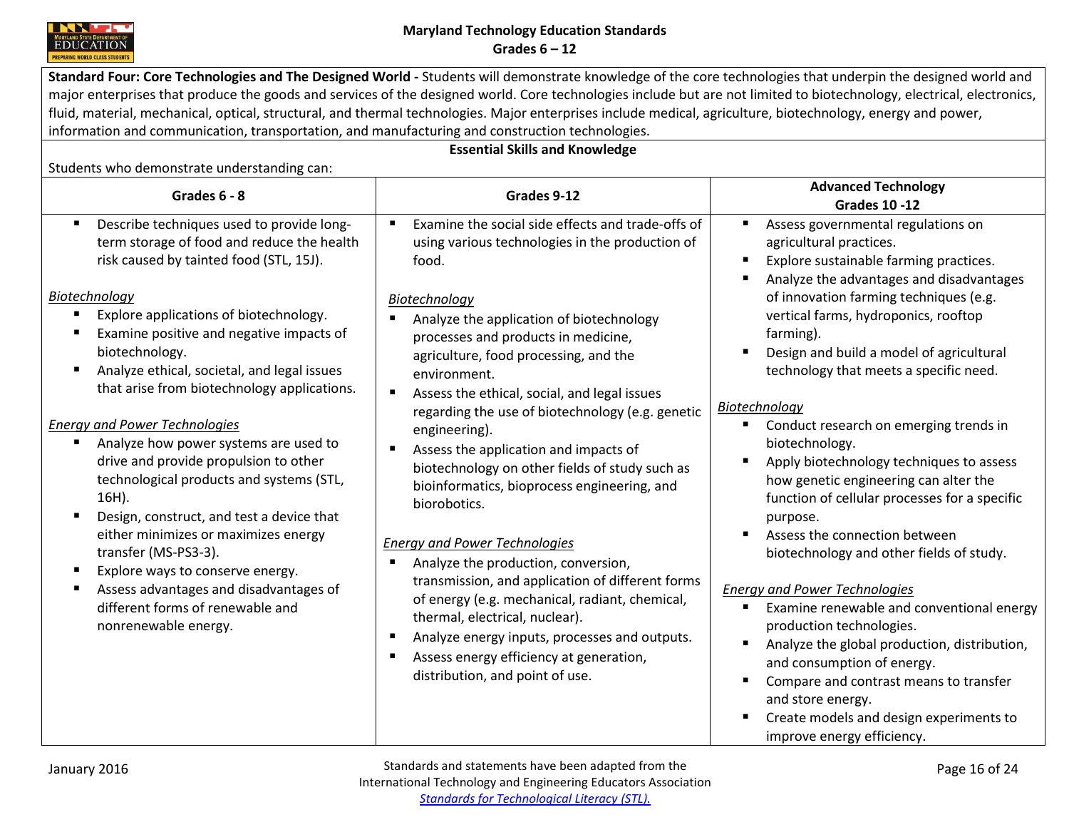**Standard Four: Core Technologies and The Designed World -** Students will demonstrate knowledge of the core technologies that underpin the designed world and major enterprises that produce the goods and services of the designed world. Core technologies include but are not limited to biotechnology, electrical, electronics, fluid, material, mechanical, optical, structural, and thermal technologies. Major enterprises include medical, agriculture, biotechnology, energy and power, information and communication, transportation, and manufacturing and construction technologies.

**Essential Skills and Knowledge**

Students who demonstrate understanding can:

| Grades 6 - 8 | Grades 9-12 | Advanced Technology Grades 10 -12 |
|---|---|---|
| ▪ Describe techniques used to provide long-term storage of food and reduce the health risk caused by tainted food (STL, 15J).<br><br>*Biotechnology*<br>▪ Explore applications of biotechnology.<br>▪ Examine positive and negative impacts of biotechnology.<br>▪ Analyze ethical, societal, and legal issues that arise from biotechnology applications.<br><br>*Energy and Power Technologies*<br>▪ Analyze how power systems are used to drive and provide propulsion to other technological products and systems (STL, 16H).<br>▪ Design, construct, and test a device that either minimizes or maximizes energy transfer (MS-PS3-3).<br>▪ Explore ways to conserve energy.<br>▪ Assess advantages and disadvantages of different forms of renewable and nonrenewable energy. | ▪ Examine the social side effects and trade-offs of using various technologies in the production of food.<br><br>*Biotechnology*<br>▪ Analyze the application of biotechnology processes and products in medicine, agriculture, food processing, and the environment.<br>▪ Assess the ethical, social, and legal issues regarding the use of biotechnology (e.g. genetic engineering).<br>▪ Assess the application and impacts of biotechnology on other fields of study such as bioinformatics, bioprocess engineering, and biorobotics.<br><br>*Energy and Power Technologies*<br>▪ Analyze the production, conversion, transmission, and application of different forms of energy (e.g. mechanical, radiant, chemical, thermal, electrical, nuclear).<br>▪ Analyze energy inputs, processes and outputs.<br>▪ Assess energy efficiency at generation, distribution, and point of use. | ▪ Assess governmental regulations on agricultural practices.<br>▪ Explore sustainable farming practices.<br>▪ Analyze the advantages and disadvantages of innovation farming techniques (e.g. vertical farms, hydroponics, rooftop farming).<br>▪ Design and build a model of agricultural technology that meets a specific need.<br><br>*Biotechnology*<br>▪ Conduct research on emerging trends in biotechnology.<br>▪ Apply biotechnology techniques to assess how genetic engineering can alter the function of cellular processes for a specific purpose.<br>▪ Assess the connection between biotechnology and other fields of study.<br><br>*Energy and Power Technologies*<br>▪ Examine renewable and conventional energy production technologies.<br>▪ Analyze the global production, distribution, and consumption of energy.<br>▪ Compare and contrast means to transfer and store energy.<br>▪ Create models and design experiments to improve energy efficiency. |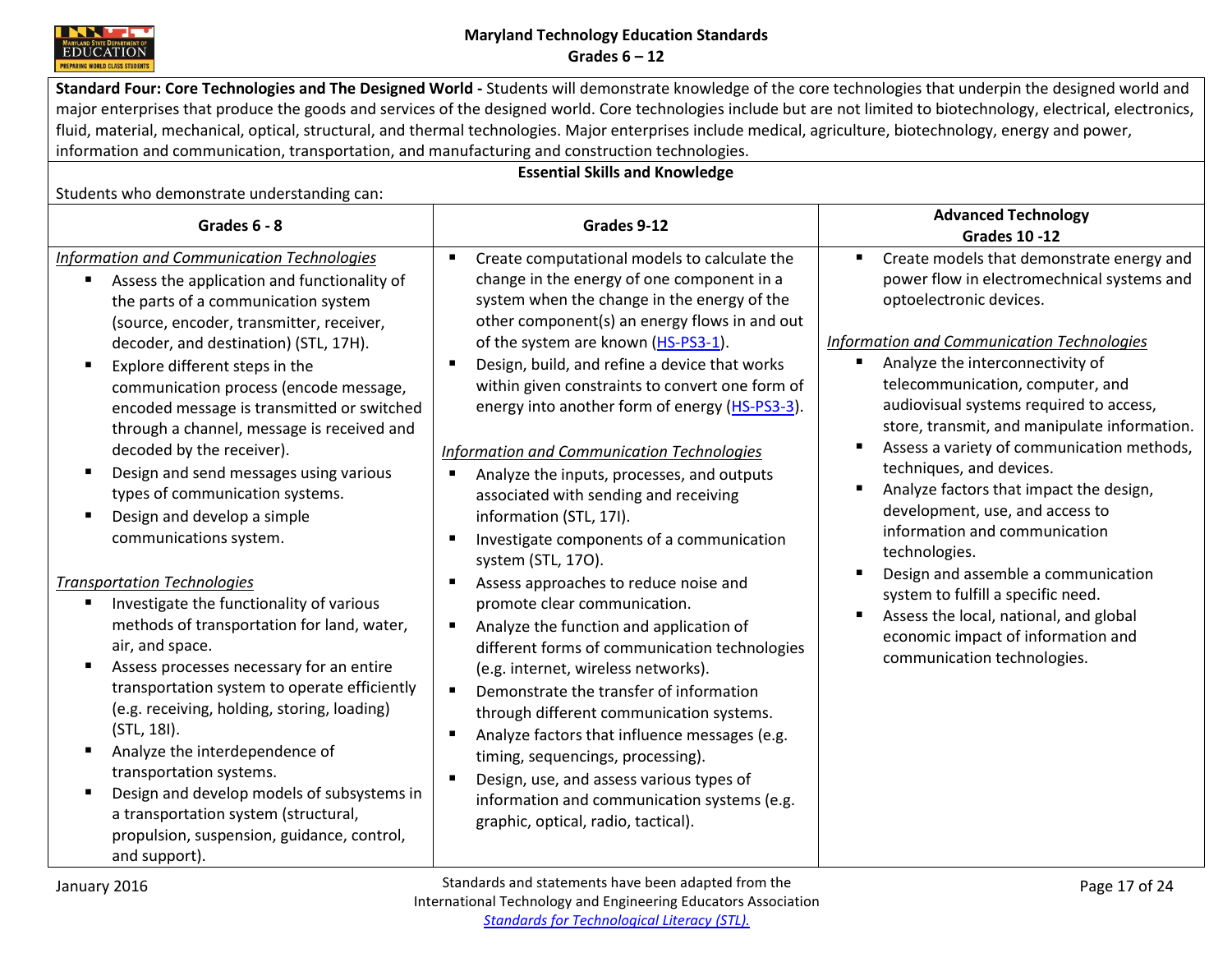**Standard Four: Core Technologies and The Designed World -** Students will demonstrate knowledge of the core technologies that underpin the designed world and major enterprises that produce the goods and services of the designed world. Core technologies include but are not limited to biotechnology, electrical, electronics, fluid, material, mechanical, optical, structural, and thermal technologies. Major enterprises include medical, agriculture, biotechnology, energy and power, information and communication, transportation, and manufacturing and construction technologies.

**Essential Skills and Knowledge**

Students who demonstrate understanding can:

| Grades 6 - 8 | Grades 9-12 | Advanced Technology Grades 10 -12 |
|---|---|---|
| *Information and Communication Technologies*<br>▪ Assess the application and functionality of the parts of a communication system (source, encoder, transmitter, receiver, decoder, and destination) (STL, 17H).<br>▪ Explore different steps in the communication process (encode message, encoded message is transmitted or switched through a channel, message is received and decoded by the receiver).<br>▪ Design and send messages using various types of communication systems.<br>▪ Design and develop a simple communications system.<br><br>*Transportation Technologies*<br>▪ Investigate the functionality of various methods of transportation for land, water, air, and space.<br>▪ Assess processes necessary for an entire transportation system to operate efficiently (e.g. receiving, holding, storing, loading) (STL, 18I).<br>▪ Analyze the interdependence of transportation systems.<br>▪ Design and develop models of subsystems in a transportation system (structural, propulsion, suspension, guidance, control, and support). | ▪ Create computational models to calculate the change in the energy of one component in a system when the change in the energy of the other component(s) an energy flows in and out of the system are known (HS-PS3-1).<br>▪ Design, build, and refine a device that works within given constraints to convert one form of energy into another form of energy (HS-PS3-3).<br><br>*Information and Communication Technologies*<br>▪ Analyze the inputs, processes, and outputs associated with sending and receiving information (STL, 17I).<br>▪ Investigate components of a communication system (STL, 17O).<br>▪ Assess approaches to reduce noise and promote clear communication.<br>▪ Analyze the function and application of different forms of communication technologies (e.g. internet, wireless networks).<br>▪ Demonstrate the transfer of information through different communication systems.<br>▪ Analyze factors that influence messages (e.g. timing, sequencings, processing).<br>▪ Design, use, and assess various types of information and communication systems (e.g. graphic, optical, radio, tactical). | ▪ Create models that demonstrate energy and power flow in electromechnical systems and optoelectronic devices.<br><br>*Information and Communication Technologies*<br>▪ Analyze the interconnectivity of telecommunication, computer, and audiovisual systems required to access, store, transmit, and manipulate information.<br>▪ Assess a variety of communication methods, techniques, and devices.<br>▪ Analyze factors that impact the design, development, use, and access to information and communication technologies.<br>▪ Design and assemble a communication system to fulfill a specific need.<br>▪ Assess the local, national, and global economic impact of information and communication technologies. |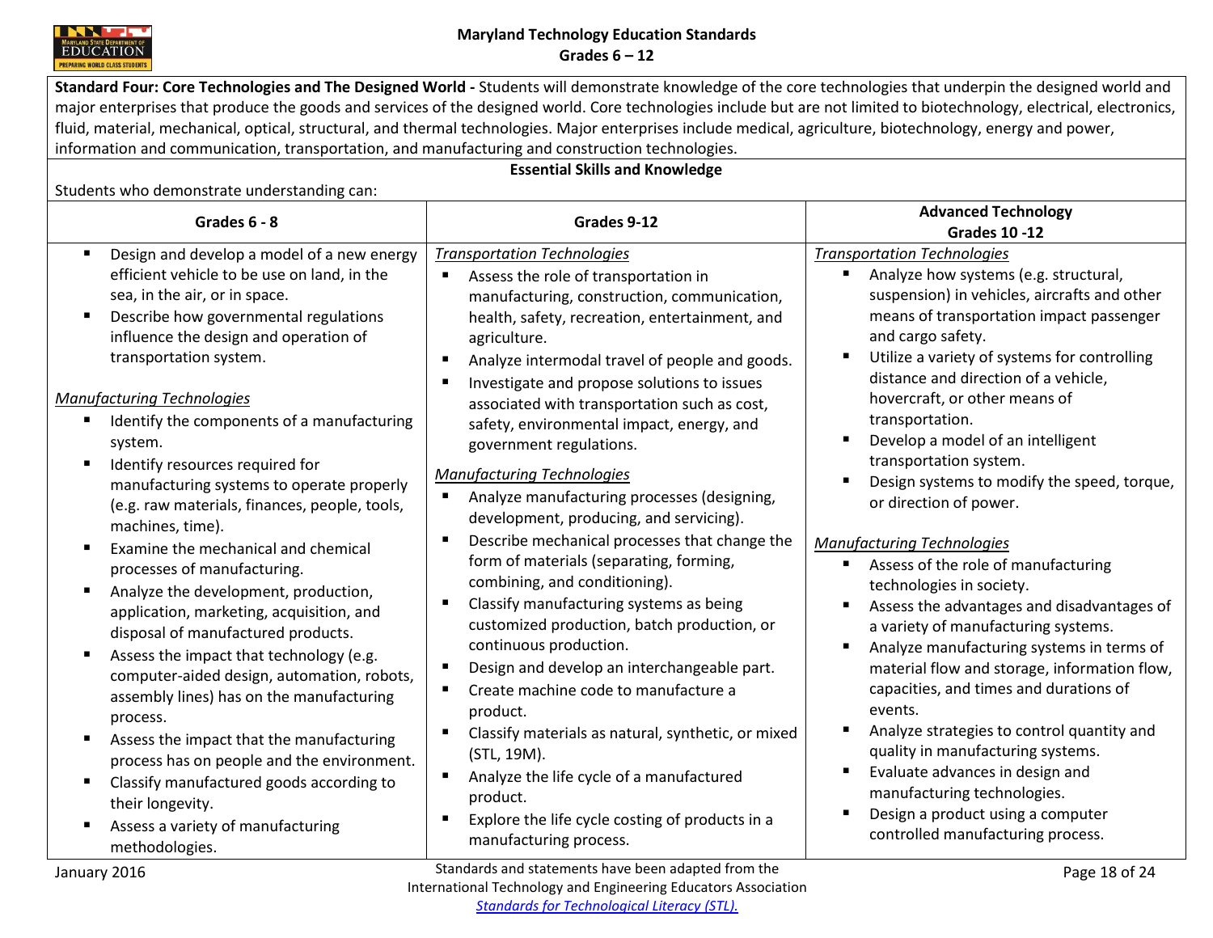**Standard Four: Core Technologies and The Designed World -** Students will demonstrate knowledge of the core technologies that underpin the designed world and major enterprises that produce the goods and services of the designed world. Core technologies include but are not limited to biotechnology, electrical, electronics, fluid, material, mechanical, optical, structural, and thermal technologies. Major enterprises include medical, agriculture, biotechnology, energy and power, information and communication, transportation, and manufacturing and construction technologies.

**Essential Skills and Knowledge**

Students who demonstrate understanding can:

| Grades 6 - 8 | Grades 9-12 | Advanced Technology Grades 10 -12 |
|---|---|---|
| ▪ Design and develop a model of a new energy efficient vehicle to be use on land, in the sea, in the air, or in space.<br>▪ Describe how governmental regulations influence the design and operation of transportation system.<br><br>*Manufacturing Technologies*<br>▪ Identify the components of a manufacturing system.<br>▪ Identify resources required for manufacturing systems to operate properly (e.g. raw materials, finances, people, tools, machines, time).<br>▪ Examine the mechanical and chemical processes of manufacturing.<br>▪ Analyze the development, production, application, marketing, acquisition, and disposal of manufactured products.<br>▪ Assess the impact that technology (e.g. computer-aided design, automation, robots, assembly lines) has on the manufacturing process.<br>▪ Assess the impact that the manufacturing process has on people and the environment.<br>▪ Classify manufactured goods according to their longevity.<br>▪ Assess a variety of manufacturing methodologies. | *Transportation Technologies*<br>▪ Assess the role of transportation in manufacturing, construction, communication, health, safety, recreation, entertainment, and agriculture.<br>▪ Analyze intermodal travel of people and goods.<br>▪ Investigate and propose solutions to issues associated with transportation such as cost, safety, environmental impact, energy, and government regulations.<br><br>*Manufacturing Technologies*<br>▪ Analyze manufacturing processes (designing, development, producing, and servicing).<br>▪ Describe mechanical processes that change the form of materials (separating, forming, combining, and conditioning).<br>▪ Classify manufacturing systems as being customized production, batch production, or continuous production.<br>▪ Design and develop an interchangeable part.<br>▪ Create machine code to manufacture a product.<br>▪ Classify materials as natural, synthetic, or mixed (STL, 19M).<br>▪ Analyze the life cycle of a manufactured product.<br>▪ Explore the life cycle costing of products in a manufacturing process. | *Transportation Technologies*<br>▪ Analyze how systems (e.g. structural, suspension) in vehicles, aircrafts and other means of transportation impact passenger and cargo safety.<br>▪ Utilize a variety of systems for controlling distance and direction of a vehicle, hovercraft, or other means of transportation.<br>▪ Develop a model of an intelligent transportation system.<br>▪ Design systems to modify the speed, torque, or direction of power.<br><br>*Manufacturing Technologies*<br>▪ Assess of the role of manufacturing technologies in society.<br>▪ Assess the advantages and disadvantages of a variety of manufacturing systems.<br>▪ Analyze manufacturing systems in terms of material flow and storage, information flow, capacities, and times and durations of events.<br>▪ Analyze strategies to control quantity and quality in manufacturing systems.<br>▪ Evaluate advances in design and manufacturing technologies.<br>▪ Design a product using a computer controlled manufacturing process. |

January 2016

Standards and statements have been adapted from the International Technology and Engineering Educators Association *Standards for Technological Literacy (STL).*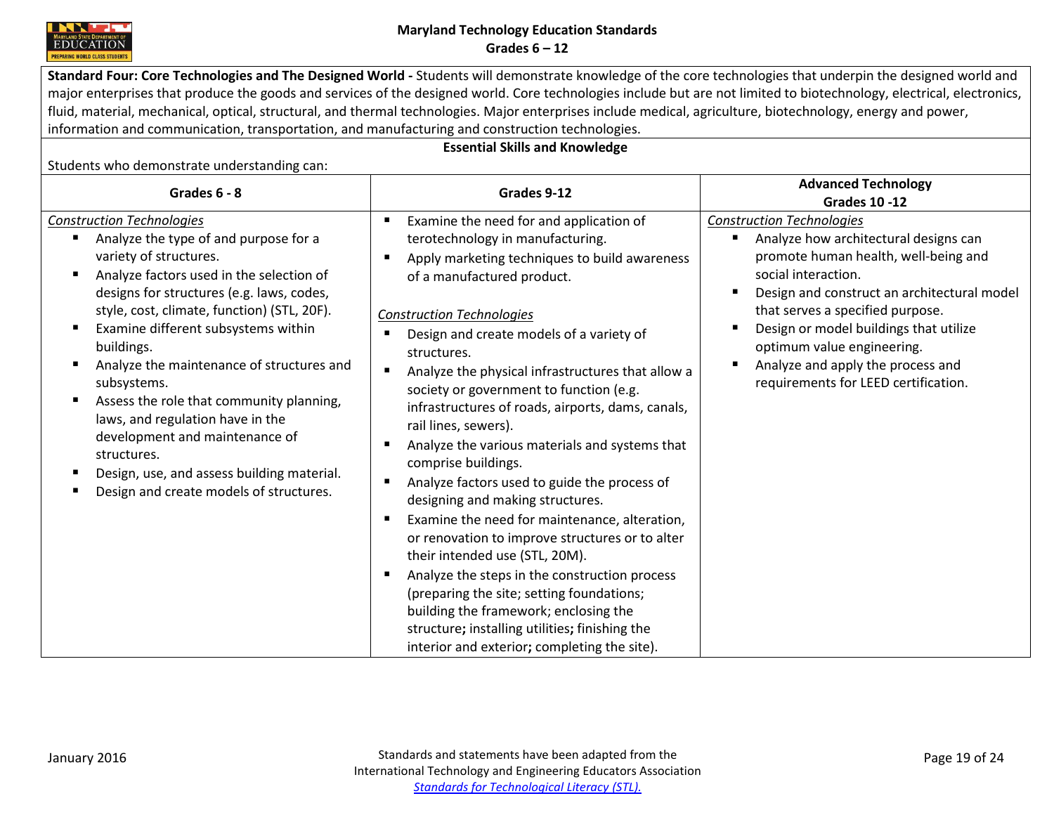| **Standard Four: Core Technologies and The Designed World -** Students will demonstrate knowledge of the core technologies that underpin the designed world and major enterprises that produce the goods and services of the designed world. Core technologies include but are not limited to biotechnology, electrical, electronics, fluid, material, mechanical, optical, structural, and thermal technologies. Major enterprises include medical, agriculture, biotechnology, energy and power, information and communication, transportation, and manufacturing and construction technologies. | | |
|---|---|---|
| **Essential Skills and Knowledge**<br>Students who demonstrate understanding can: | | |
| **Grades 6 - 8** | **Grades 9-12** | **Advanced Technology Grades 10 -12** |
| *Construction Technologies*<br>▪ Analyze the type of and purpose for a variety of structures.<br>▪ Analyze factors used in the selection of designs for structures (e.g. laws, codes, style, cost, climate, function) (STL, 20F).<br>▪ Examine different subsystems within buildings.<br>▪ Analyze the maintenance of structures and subsystems.<br>▪ Assess the role that community planning, laws, and regulation have in the development and maintenance of structures.<br>▪ Design, use, and assess building material.<br>▪ Design and create models of structures. | ▪ Examine the need for and application of terotechnology in manufacturing.<br>▪ Apply marketing techniques to build awareness of a manufactured product.<br><br>*Construction Technologies*<br>▪ Design and create models of a variety of structures.<br>▪ Analyze the physical infrastructures that allow a society or government to function (e.g. infrastructures of roads, airports, dams, canals, rail lines, sewers).<br>▪ Analyze the various materials and systems that comprise buildings.<br>▪ Analyze factors used to guide the process of designing and making structures.<br>▪ Examine the need for maintenance, alteration, or renovation to improve structures or to alter their intended use (STL, 20M).<br>▪ Analyze the steps in the construction process (preparing the site; setting foundations; building the framework; enclosing the structure**;** installing utilities**;** finishing the interior and exterior**;** completing the site). | *Construction Technologies*<br>▪ Analyze how architectural designs can promote human health, well-being and social interaction.<br>▪ Design and construct an architectural model that serves a specified purpose.<br>▪ Design or model buildings that utilize optimum value engineering.<br>▪ Analyze and apply the process and requirements for LEED certification. |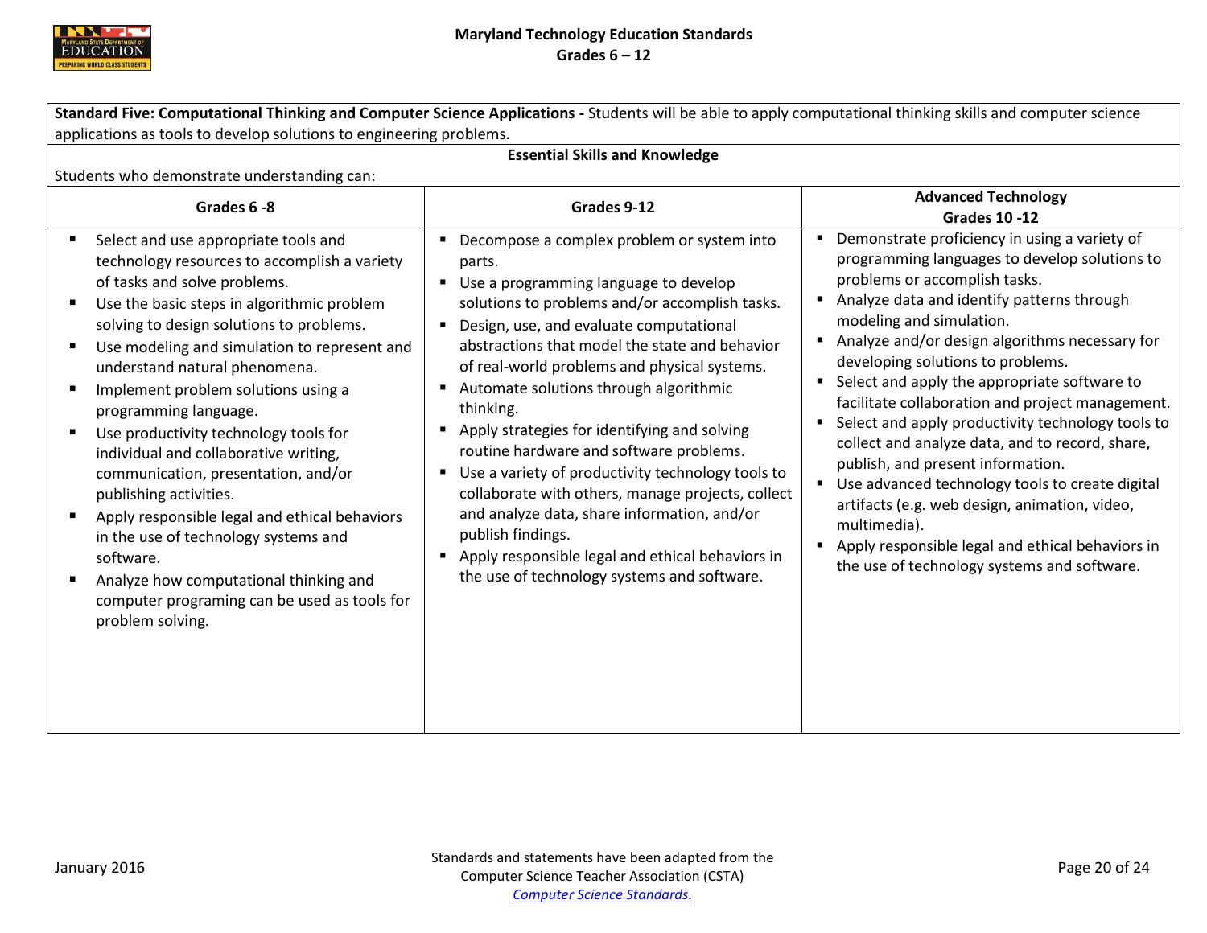**Standard Five: Computational Thinking and Computer Science Applications -** Students will be able to apply computational thinking skills and computer science applications as tools to develop solutions to engineering problems.

**Essential Skills and Knowledge**

Students who demonstrate understanding can:

| Grades 6 -8 | Grades 9-12 | Advanced Technology Grades 10 -12 |
|---|---|---|
| ▪ Select and use appropriate tools and technology resources to accomplish a variety of tasks and solve problems.<br>▪ Use the basic steps in algorithmic problem solving to design solutions to problems.<br>▪ Use modeling and simulation to represent and understand natural phenomena.<br>▪ Implement problem solutions using a programming language.<br>▪ Use productivity technology tools for individual and collaborative writing, communication, presentation, and/or publishing activities.<br>▪ Apply responsible legal and ethical behaviors in the use of technology systems and software.<br>▪ Analyze how computational thinking and computer programing can be used as tools for problem solving. | ▪ Decompose a complex problem or system into parts.<br>▪ Use a programming language to develop solutions to problems and/or accomplish tasks.<br>▪ Design, use, and evaluate computational abstractions that model the state and behavior of real-world problems and physical systems.<br>▪ Automate solutions through algorithmic thinking.<br>▪ Apply strategies for identifying and solving routine hardware and software problems.<br>▪ Use a variety of productivity technology tools to collaborate with others, manage projects, collect and analyze data, share information, and/or publish findings.<br>▪ Apply responsible legal and ethical behaviors in the use of technology systems and software. | ▪ Demonstrate proficiency in using a variety of programming languages to develop solutions to problems or accomplish tasks.<br>▪ Analyze data and identify patterns through modeling and simulation.<br>▪ Analyze and/or design algorithms necessary for developing solutions to problems.<br>▪ Select and apply the appropriate software to facilitate collaboration and project management.<br>▪ Select and apply productivity technology tools to collect and analyze data, and to record, share, publish, and present information.<br>▪ Use advanced technology tools to create digital artifacts (e.g. web design, animation, video, multimedia).<br>▪ Apply responsible legal and ethical behaviors in the use of technology systems and software. |

Standards and statements have been adapted from the Computer Science Teacher Association (CSTA) *Computer Science Standards.*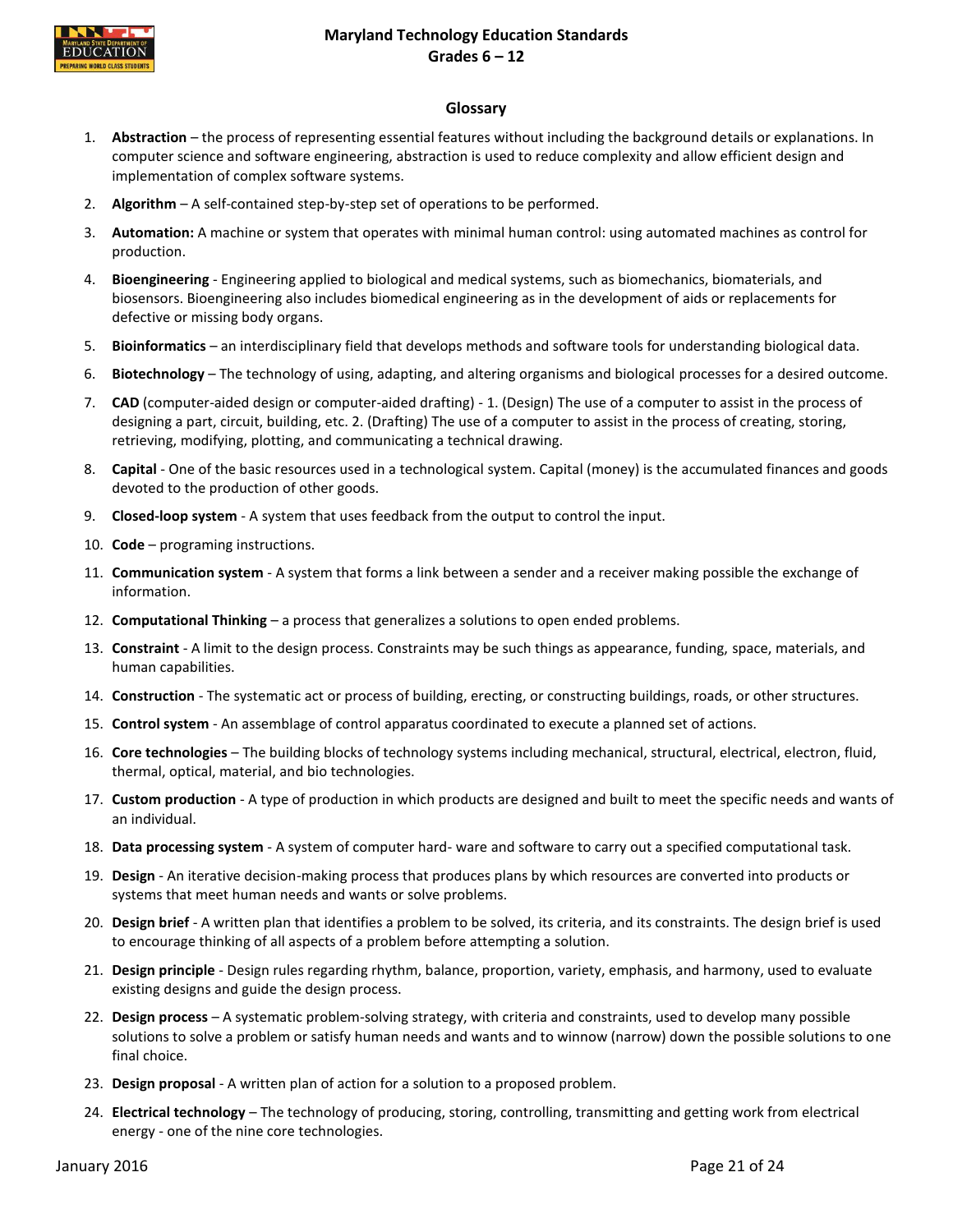## Glossary

1. **Abstraction** – the process of representing essential features without including the background details or explanations. In computer science and software engineering, abstraction is used to reduce complexity and allow efficient design and implementation of complex software systems.
2. **Algorithm** – A self-contained step-by-step set of operations to be performed.
3. **Automation:** A machine or system that operates with minimal human control: using automated machines as control for production.
4. **Bioengineering** - Engineering applied to biological and medical systems, such as biomechanics, biomaterials, and biosensors. Bioengineering also includes biomedical engineering as in the development of aids or replacements for defective or missing body organs.
5. **Bioinformatics** – an interdisciplinary field that develops methods and software tools for understanding biological data.
6. **Biotechnology** – The technology of using, adapting, and altering organisms and biological processes for a desired outcome.
7. **CAD** (computer-aided design or computer-aided drafting) - 1. (Design) The use of a computer to assist in the process of designing a part, circuit, building, etc. 2. (Drafting) The use of a computer to assist in the process of creating, storing, retrieving, modifying, plotting, and communicating a technical drawing.
8. **Capital** - One of the basic resources used in a technological system. Capital (money) is the accumulated finances and goods devoted to the production of other goods.
9. **Closed-loop system** - A system that uses feedback from the output to control the input.
10. **Code** – programing instructions.
11. **Communication system** - A system that forms a link between a sender and a receiver making possible the exchange of information.
12. **Computational Thinking** – a process that generalizes a solutions to open ended problems.
13. **Constraint** - A limit to the design process. Constraints may be such things as appearance, funding, space, materials, and human capabilities.
14. **Construction** - The systematic act or process of building, erecting, or constructing buildings, roads, or other structures.
15. **Control system** - An assemblage of control apparatus coordinated to execute a planned set of actions.
16. **Core technologies** – The building blocks of technology systems including mechanical, structural, electrical, electron, fluid, thermal, optical, material, and bio technologies.
17. **Custom production** - A type of production in which products are designed and built to meet the specific needs and wants of an individual.
18. **Data processing system** - A system of computer hard- ware and software to carry out a specified computational task.
19. **Design** - An iterative decision-making process that produces plans by which resources are converted into products or systems that meet human needs and wants or solve problems.
20. **Design brief** - A written plan that identifies a problem to be solved, its criteria, and its constraints. The design brief is used to encourage thinking of all aspects of a problem before attempting a solution.
21. **Design principle** - Design rules regarding rhythm, balance, proportion, variety, emphasis, and harmony, used to evaluate existing designs and guide the design process.
22. **Design process** – A systematic problem-solving strategy, with criteria and constraints, used to develop many possible solutions to solve a problem or satisfy human needs and wants and to winnow (narrow) down the possible solutions to one final choice.
23. **Design proposal** - A written plan of action for a solution to a proposed problem.
24. **Electrical technology** – The technology of producing, storing, controlling, transmitting and getting work from electrical energy - one of the nine core technologies.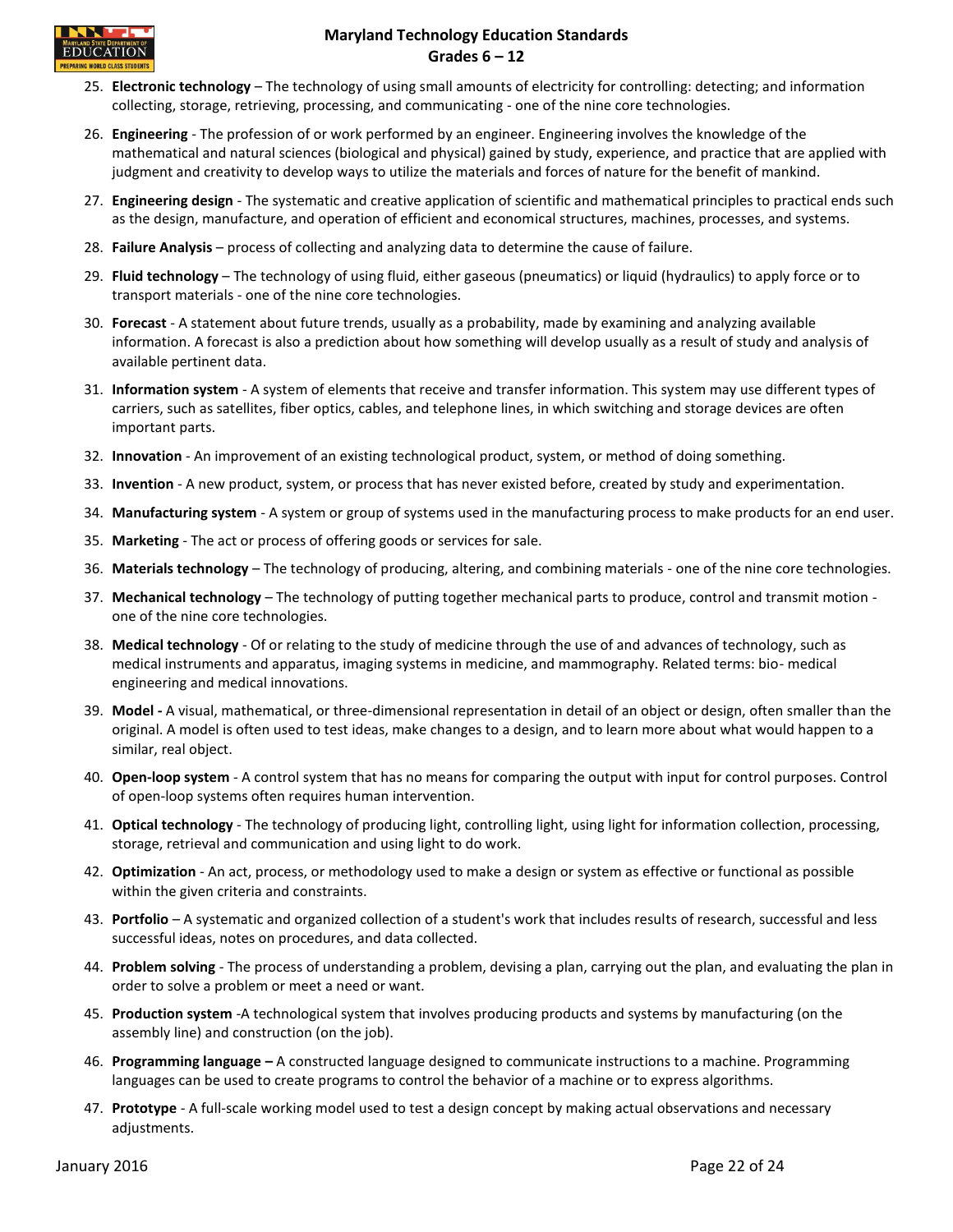25. **Electronic technology** – The technology of using small amounts of electricity for controlling: detecting; and information collecting, storage, retrieving, processing, and communicating - one of the nine core technologies.
26. **Engineering** - The profession of or work performed by an engineer. Engineering involves the knowledge of the mathematical and natural sciences (biological and physical) gained by study, experience, and practice that are applied with judgment and creativity to develop ways to utilize the materials and forces of nature for the benefit of mankind.
27. **Engineering design** - The systematic and creative application of scientific and mathematical principles to practical ends such as the design, manufacture, and operation of efficient and economical structures, machines, processes, and systems.
28. **Failure Analysis** – process of collecting and analyzing data to determine the cause of failure.
29. **Fluid technology** – The technology of using fluid, either gaseous (pneumatics) or liquid (hydraulics) to apply force or to transport materials - one of the nine core technologies.
30. **Forecast** - A statement about future trends, usually as a probability, made by examining and analyzing available information. A forecast is also a prediction about how something will develop usually as a result of study and analysis of available pertinent data.
31. **Information system** - A system of elements that receive and transfer information. This system may use different types of carriers, such as satellites, fiber optics, cables, and telephone lines, in which switching and storage devices are often important parts.
32. **Innovation** - An improvement of an existing technological product, system, or method of doing something.
33. **Invention** - A new product, system, or process that has never existed before, created by study and experimentation.
34. **Manufacturing system** - A system or group of systems used in the manufacturing process to make products for an end user.
35. **Marketing** - The act or process of offering goods or services for sale.
36. **Materials technology** – The technology of producing, altering, and combining materials - one of the nine core technologies.
37. **Mechanical technology** – The technology of putting together mechanical parts to produce, control and transmit motion - one of the nine core technologies.
38. **Medical technology** - Of or relating to the study of medicine through the use of and advances of technology, such as medical instruments and apparatus, imaging systems in medicine, and mammography. Related terms: bio- medical engineering and medical innovations.
39. **Model -** A visual, mathematical, or three-dimensional representation in detail of an object or design, often smaller than the original. A model is often used to test ideas, make changes to a design, and to learn more about what would happen to a similar, real object.
40. **Open-loop system** - A control system that has no means for comparing the output with input for control purposes. Control of open-loop systems often requires human intervention.
41. **Optical technology** - The technology of producing light, controlling light, using light for information collection, processing, storage, retrieval and communication and using light to do work.
42. **Optimization** - An act, process, or methodology used to make a design or system as effective or functional as possible within the given criteria and constraints.
43. **Portfolio** – A systematic and organized collection of a student's work that includes results of research, successful and less successful ideas, notes on procedures, and data collected.
44. **Problem solving** - The process of understanding a problem, devising a plan, carrying out the plan, and evaluating the plan in order to solve a problem or meet a need or want.
45. **Production system** -A technological system that involves producing products and systems by manufacturing (on the assembly line) and construction (on the job).
46. **Programming language –** A constructed language designed to communicate instructions to a machine. Programming languages can be used to create programs to control the behavior of a machine or to express algorithms.
47. **Prototype** - A full-scale working model used to test a design concept by making actual observations and necessary adjustments.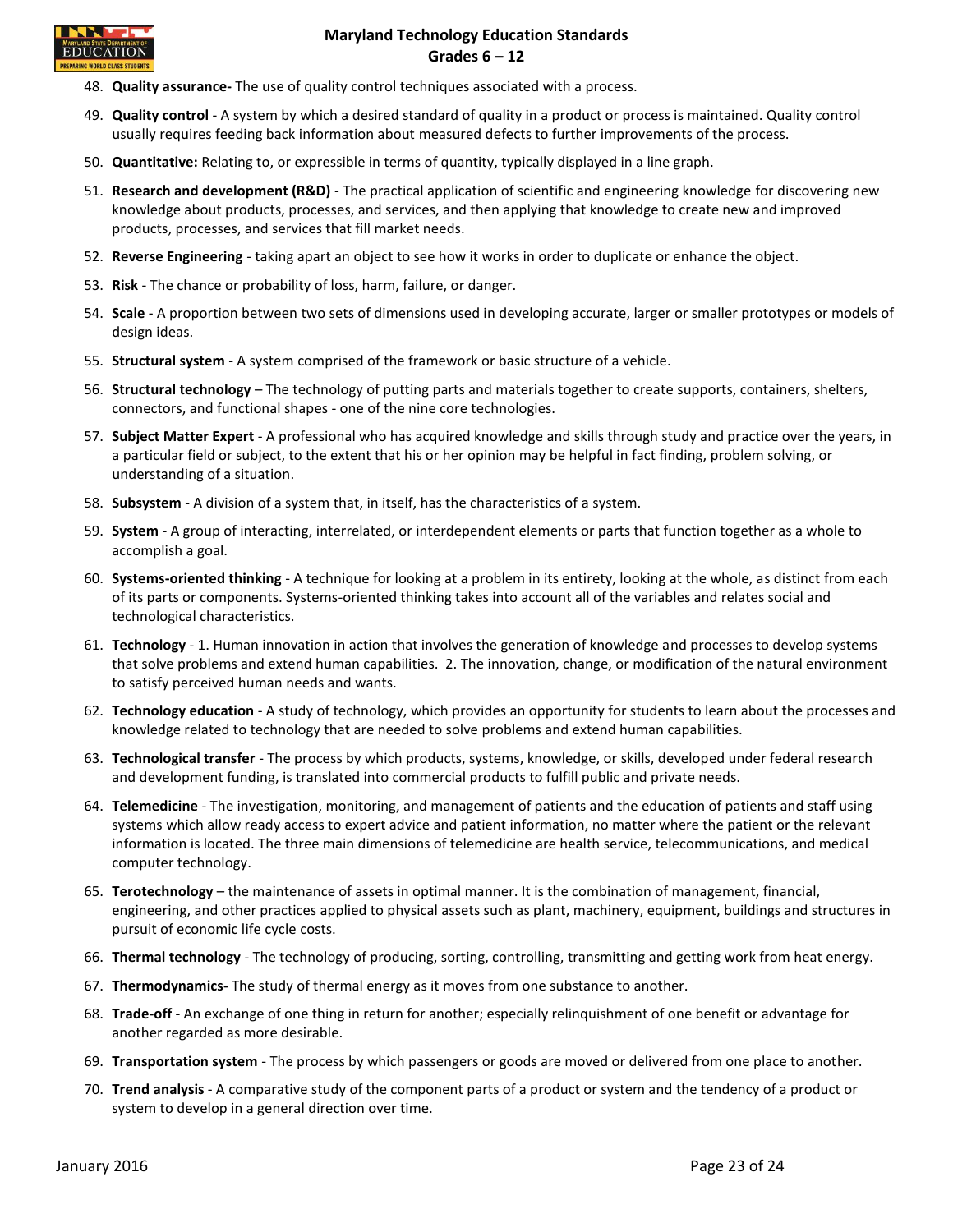48. **Quality assurance-** The use of quality control techniques associated with a process.
49. **Quality control** - A system by which a desired standard of quality in a product or process is maintained. Quality control usually requires feeding back information about measured defects to further improvements of the process.
50. **Quantitative:** Relating to, or expressible in terms of quantity, typically displayed in a line graph.
51. **Research and development (R&D)** - The practical application of scientific and engineering knowledge for discovering new knowledge about products, processes, and services, and then applying that knowledge to create new and improved products, processes, and services that fill market needs.
52. **Reverse Engineering** - taking apart an object to see how it works in order to duplicate or enhance the object.
53. **Risk** - The chance or probability of loss, harm, failure, or danger.
54. **Scale** - A proportion between two sets of dimensions used in developing accurate, larger or smaller prototypes or models of design ideas.
55. **Structural system** - A system comprised of the framework or basic structure of a vehicle.
56. **Structural technology** – The technology of putting parts and materials together to create supports, containers, shelters, connectors, and functional shapes - one of the nine core technologies.
57. **Subject Matter Expert** - A professional who has acquired knowledge and skills through study and practice over the years, in a particular field or subject, to the extent that his or her opinion may be helpful in fact finding, problem solving, or understanding of a situation.
58. **Subsystem** - A division of a system that, in itself, has the characteristics of a system.
59. **System** - A group of interacting, interrelated, or interdependent elements or parts that function together as a whole to accomplish a goal.
60. **Systems-oriented thinking** - A technique for looking at a problem in its entirety, looking at the whole, as distinct from each of its parts or components. Systems-oriented thinking takes into account all of the variables and relates social and technological characteristics.
61. **Technology** - 1. Human innovation in action that involves the generation of knowledge and processes to develop systems that solve problems and extend human capabilities. 2. The innovation, change, or modification of the natural environment to satisfy perceived human needs and wants.
62. **Technology education** - A study of technology, which provides an opportunity for students to learn about the processes and knowledge related to technology that are needed to solve problems and extend human capabilities.
63. **Technological transfer** - The process by which products, systems, knowledge, or skills, developed under federal research and development funding, is translated into commercial products to fulfill public and private needs.
64. **Telemedicine** - The investigation, monitoring, and management of patients and the education of patients and staff using systems which allow ready access to expert advice and patient information, no matter where the patient or the relevant information is located. The three main dimensions of telemedicine are health service, telecommunications, and medical computer technology.
65. **Terotechnology** – the maintenance of assets in optimal manner. It is the combination of management, financial, engineering, and other practices applied to physical assets such as plant, machinery, equipment, buildings and structures in pursuit of economic life cycle costs.
66. **Thermal technology** - The technology of producing, sorting, controlling, transmitting and getting work from heat energy.
67. **Thermodynamics-** The study of thermal energy as it moves from one substance to another.
68. **Trade-off** - An exchange of one thing in return for another; especially relinquishment of one benefit or advantage for another regarded as more desirable.
69. **Transportation system** - The process by which passengers or goods are moved or delivered from one place to another.
70. **Trend analysis** - A comparative study of the component parts of a product or system and the tendency of a product or system to develop in a general direction over time.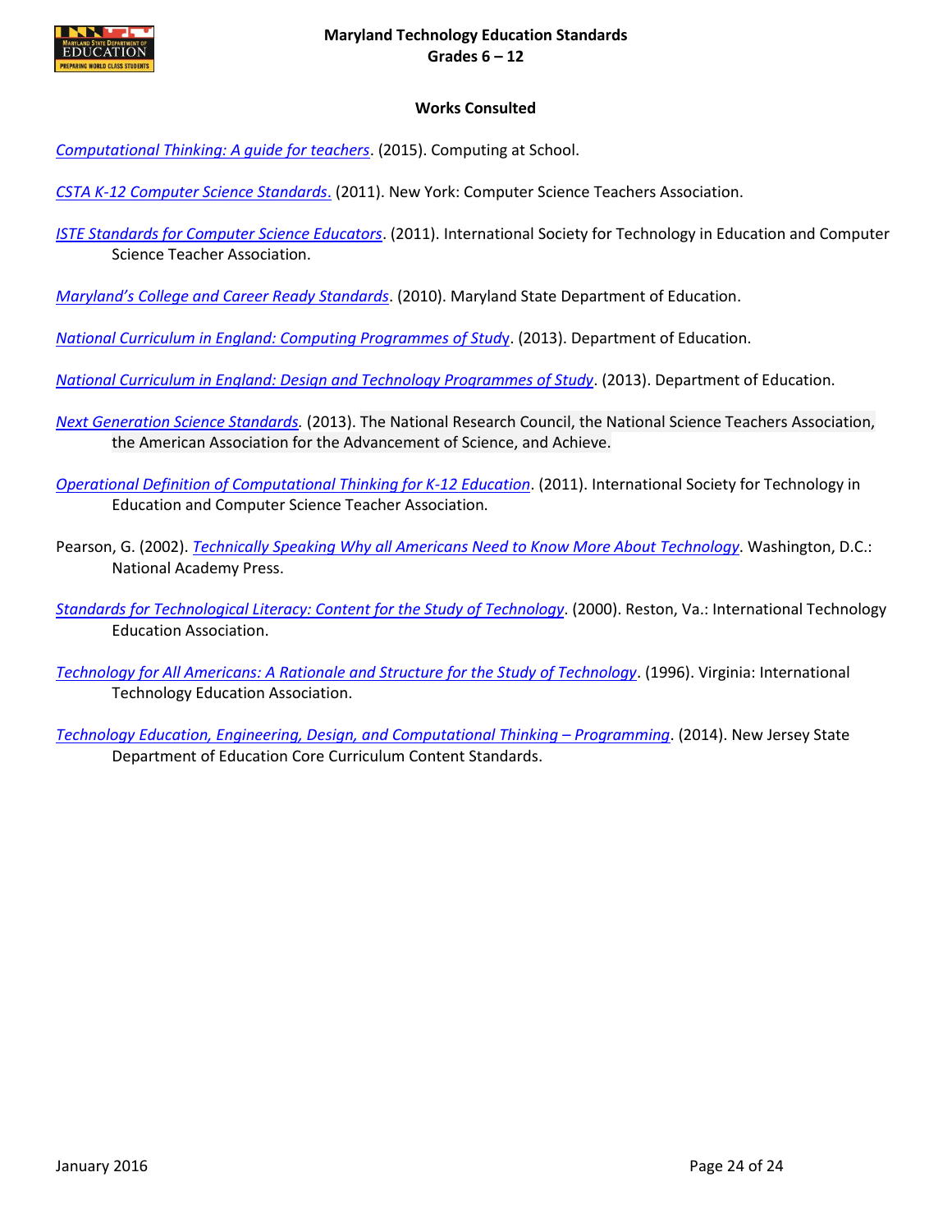## Works Consulted

*Computational Thinking: A guide for teachers*. (2015). Computing at School.

*CSTA K-12 Computer Science Standards.* (2011). New York: Computer Science Teachers Association.

*ISTE Standards for Computer Science Educators*. (2011). International Society for Technology in Education and Computer Science Teacher Association.

*Maryland's College and Career Ready Standards*. (2010). Maryland State Department of Education.

*National Curriculum in England: Computing Programmes of Study*. (2013). Department of Education.

*National Curriculum in England: Design and Technology Programmes of Study*. (2013). Department of Education.

*Next Generation Science Standards.* (2013). The National Research Council, the National Science Teachers Association, the American Association for the Advancement of Science, and Achieve.

*Operational Definition of Computational Thinking for K-12 Education*. (2011). International Society for Technology in Education and Computer Science Teacher Association.

Pearson, G. (2002). *Technically Speaking Why all Americans Need to Know More About Technology*. Washington, D.C.: National Academy Press.

*Standards for Technological Literacy: Content for the Study of Technology*. (2000). Reston, Va.: International Technology Education Association.

*Technology for All Americans: A Rationale and Structure for the Study of Technology*. (1996). Virginia: International Technology Education Association.

*Technology Education, Engineering, Design, and Computational Thinking – Programming*. (2014). New Jersey State Department of Education Core Curriculum Content Standards.